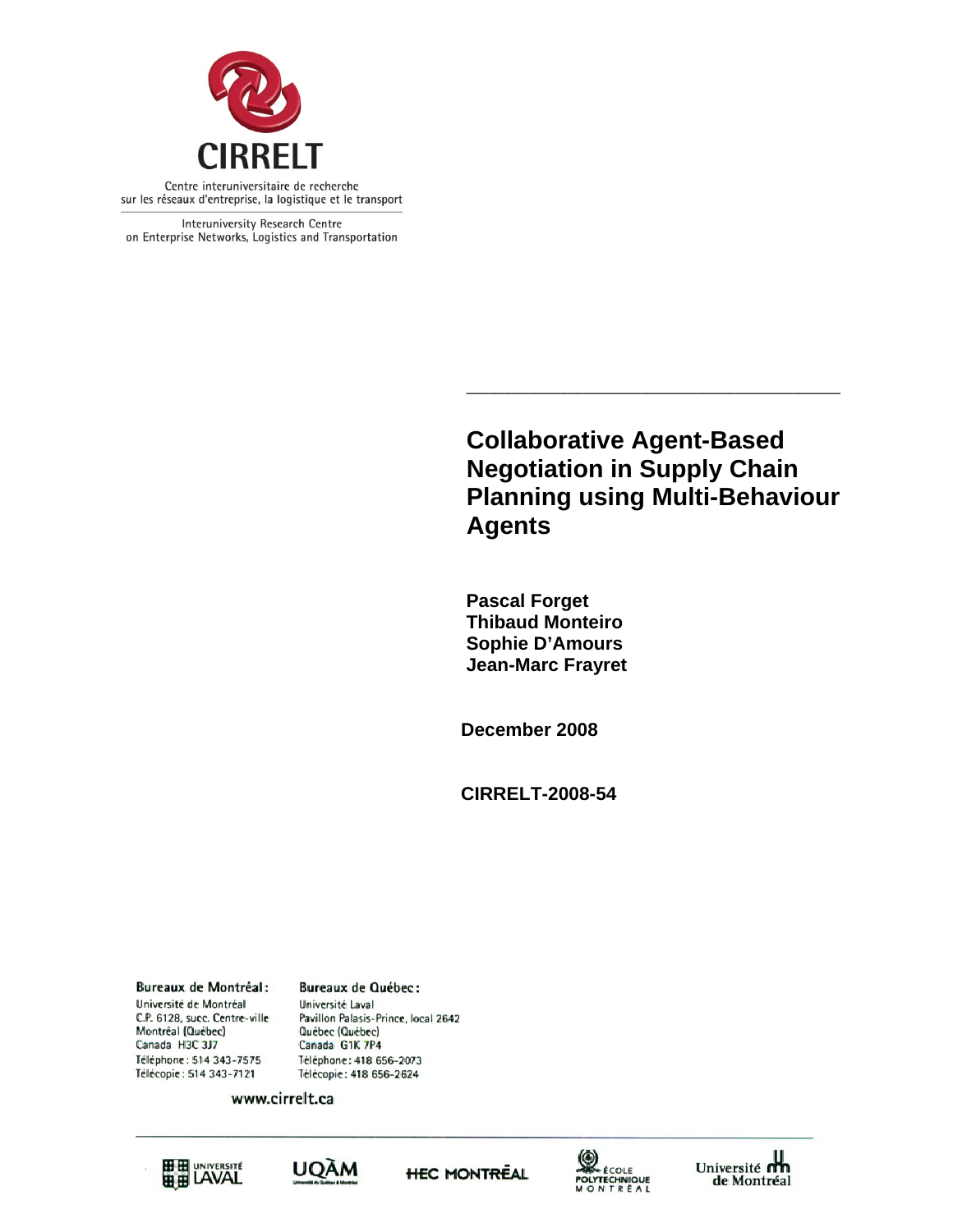CIRRELT

Centre interuniversitaire de recherche sur les réseaux d'entreprise, la logistique et le transport

Interuniversity Research Centre on Enterprise Networks, Logistics and Transportation

# Collaborative Agent-Based Negotiation in Supply Chain Planning using Multi-Behaviour Agents

**Pascal Forget**
**Thibaud Monteiro**
**Sophie D'Amours**
**Jean-Marc Frayret**

**December 2008**

**CIRRELT-2008-54**

**Bureaux de Montréal :**
Université de Montréal
C.P. 6128, succ. Centre-ville
Montréal (Québec)
Canada H3C 3J7
Téléphone : 514 343-7575
Télécopie : 514 343-7121

**Bureaux de Québec :**
Université Laval
Pavillon Palasis-Prince, local 2642
Québec (Québec)
Canada G1K 7P4
Téléphone : 418 656-2073
Télécopie : 418 656-2624

www.cirrelt.ca

Université Laval · UQÀM · HEC Montréal · École Polytechnique Montréal · Université de Montréal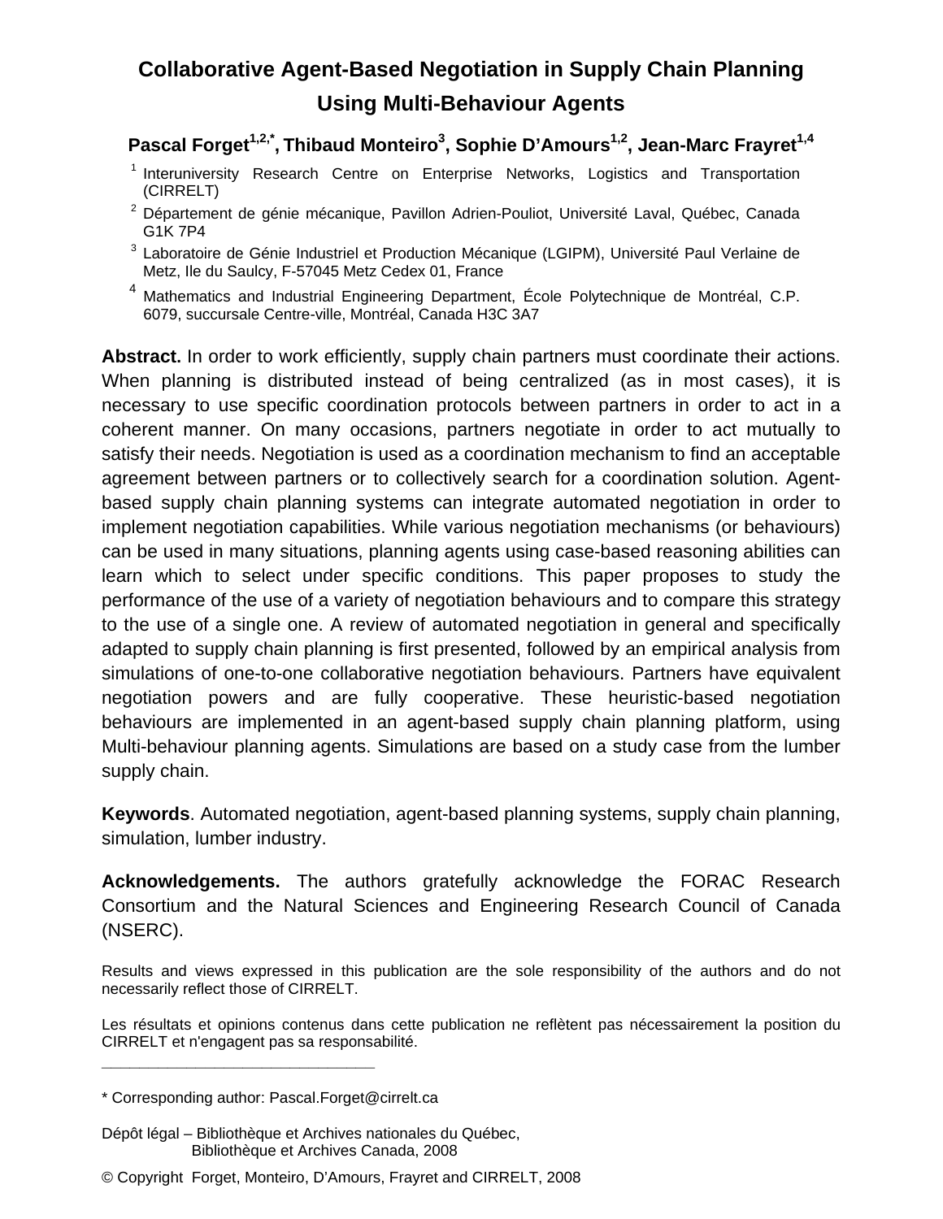# Collaborative Agent-Based Negotiation in Supply Chain Planning Using Multi-Behaviour Agents

**Pascal Forget[1,2,*], Thibaud Monteiro[3], Sophie D'Amours[1,2], Jean-Marc Frayret[1,4]**

[1] Interuniversity Research Centre on Enterprise Networks, Logistics and Transportation (CIRRELT)

[2] Département de génie mécanique, Pavillon Adrien-Pouliot, Université Laval, Québec, Canada G1K 7P4

[3] Laboratoire de Génie Industriel et Production Mécanique (LGIPM), Université Paul Verlaine de Metz, Ile du Saulcy, F-57045 Metz Cedex 01, France

[4] Mathematics and Industrial Engineering Department, École Polytechnique de Montréal, C.P. 6079, succursale Centre-ville, Montréal, Canada H3C 3A7

**Abstract.** In order to work efficiently, supply chain partners must coordinate their actions. When planning is distributed instead of being centralized (as in most cases), it is necessary to use specific coordination protocols between partners in order to act in a coherent manner. On many occasions, partners negotiate in order to act mutually to satisfy their needs. Negotiation is used as a coordination mechanism to find an acceptable agreement between partners or to collectively search for a coordination solution. Agent-based supply chain planning systems can integrate automated negotiation in order to implement negotiation capabilities. While various negotiation mechanisms (or behaviours) can be used in many situations, planning agents using case-based reasoning abilities can learn which to select under specific conditions. This paper proposes to study the performance of the use of a variety of negotiation behaviours and to compare this strategy to the use of a single one. A review of automated negotiation in general and specifically adapted to supply chain planning is first presented, followed by an empirical analysis from simulations of one-to-one collaborative negotiation behaviours. Partners have equivalent negotiation powers and are fully cooperative. These heuristic-based negotiation behaviours are implemented in an agent-based supply chain planning platform, using Multi-behaviour planning agents. Simulations are based on a study case from the lumber supply chain.

**Keywords**. Automated negotiation, agent-based planning systems, supply chain planning, simulation, lumber industry.

**Acknowledgements.** The authors gratefully acknowledge the FORAC Research Consortium and the Natural Sciences and Engineering Research Council of Canada (NSERC).

Results and views expressed in this publication are the sole responsibility of the authors and do not necessarily reflect those of CIRRELT.

Les résultats et opinions contenus dans cette publication ne reflètent pas nécessairement la position du CIRRELT et n'engagent pas sa responsabilité.

---

\* Corresponding author: Pascal.Forget@cirrelt.ca

Dépôt légal – Bibliothèque et Archives nationales du Québec, Bibliothèque et Archives Canada, 2008

© Copyright Forget, Monteiro, D'Amours, Frayret and CIRRELT, 2008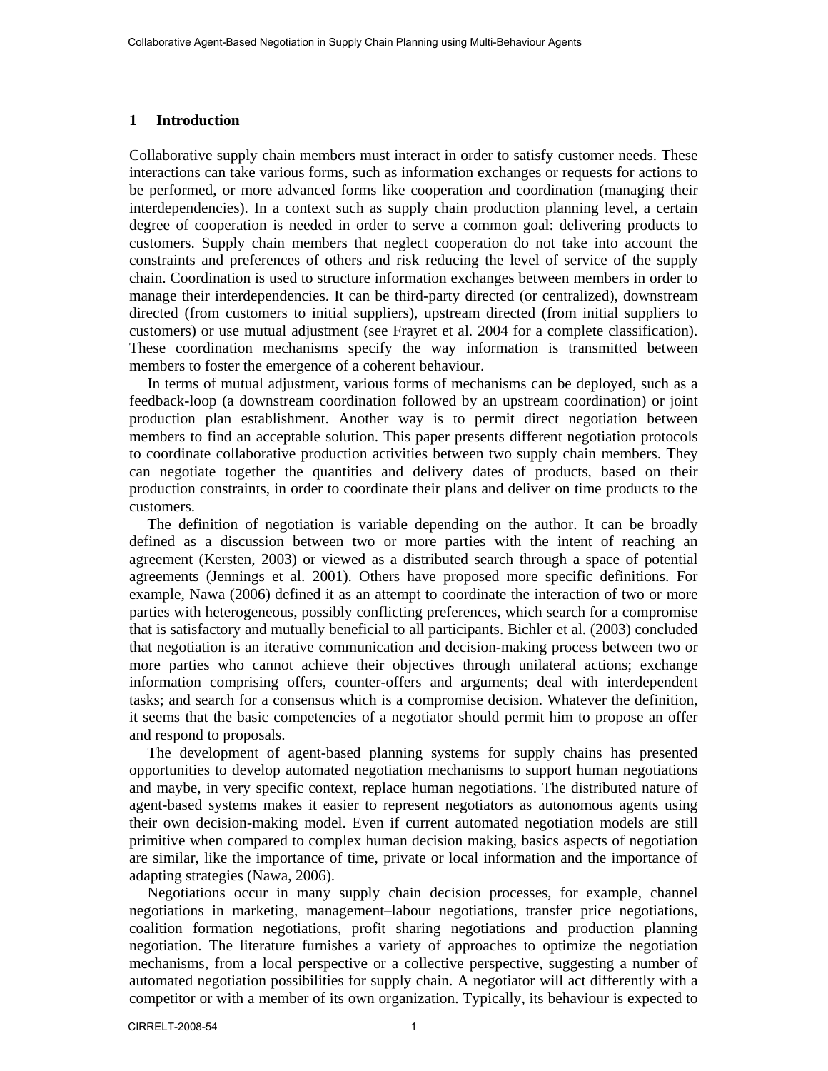## 1 Introduction

Collaborative supply chain members must interact in order to satisfy customer needs. These interactions can take various forms, such as information exchanges or requests for actions to be performed, or more advanced forms like cooperation and coordination (managing their interdependencies). In a context such as supply chain production planning level, a certain degree of cooperation is needed in order to serve a common goal: delivering products to customers. Supply chain members that neglect cooperation do not take into account the constraints and preferences of others and risk reducing the level of service of the supply chain. Coordination is used to structure information exchanges between members in order to manage their interdependencies. It can be third-party directed (or centralized), downstream directed (from customers to initial suppliers), upstream directed (from initial suppliers to customers) or use mutual adjustment (see Frayret et al. 2004 for a complete classification). These coordination mechanisms specify the way information is transmitted between members to foster the emergence of a coherent behaviour.

In terms of mutual adjustment, various forms of mechanisms can be deployed, such as a feedback-loop (a downstream coordination followed by an upstream coordination) or joint production plan establishment. Another way is to permit direct negotiation between members to find an acceptable solution. This paper presents different negotiation protocols to coordinate collaborative production activities between two supply chain members. They can negotiate together the quantities and delivery dates of products, based on their production constraints, in order to coordinate their plans and deliver on time products to the customers.

The definition of negotiation is variable depending on the author. It can be broadly defined as a discussion between two or more parties with the intent of reaching an agreement (Kersten, 2003) or viewed as a distributed search through a space of potential agreements (Jennings et al. 2001). Others have proposed more specific definitions. For example, Nawa (2006) defined it as an attempt to coordinate the interaction of two or more parties with heterogeneous, possibly conflicting preferences, which search for a compromise that is satisfactory and mutually beneficial to all participants. Bichler et al. (2003) concluded that negotiation is an iterative communication and decision-making process between two or more parties who cannot achieve their objectives through unilateral actions; exchange information comprising offers, counter-offers and arguments; deal with interdependent tasks; and search for a consensus which is a compromise decision. Whatever the definition, it seems that the basic competencies of a negotiator should permit him to propose an offer and respond to proposals.

The development of agent-based planning systems for supply chains has presented opportunities to develop automated negotiation mechanisms to support human negotiations and maybe, in very specific context, replace human negotiations. The distributed nature of agent-based systems makes it easier to represent negotiators as autonomous agents using their own decision-making model. Even if current automated negotiation models are still primitive when compared to complex human decision making, basics aspects of negotiation are similar, like the importance of time, private or local information and the importance of adapting strategies (Nawa, 2006).

Negotiations occur in many supply chain decision processes, for example, channel negotiations in marketing, management–labour negotiations, transfer price negotiations, coalition formation negotiations, profit sharing negotiations and production planning negotiation. The literature furnishes a variety of approaches to optimize the negotiation mechanisms, from a local perspective or a collective perspective, suggesting a number of automated negotiation possibilities for supply chain. A negotiator will act differently with a competitor or with a member of its own organization. Typically, its behaviour is expected to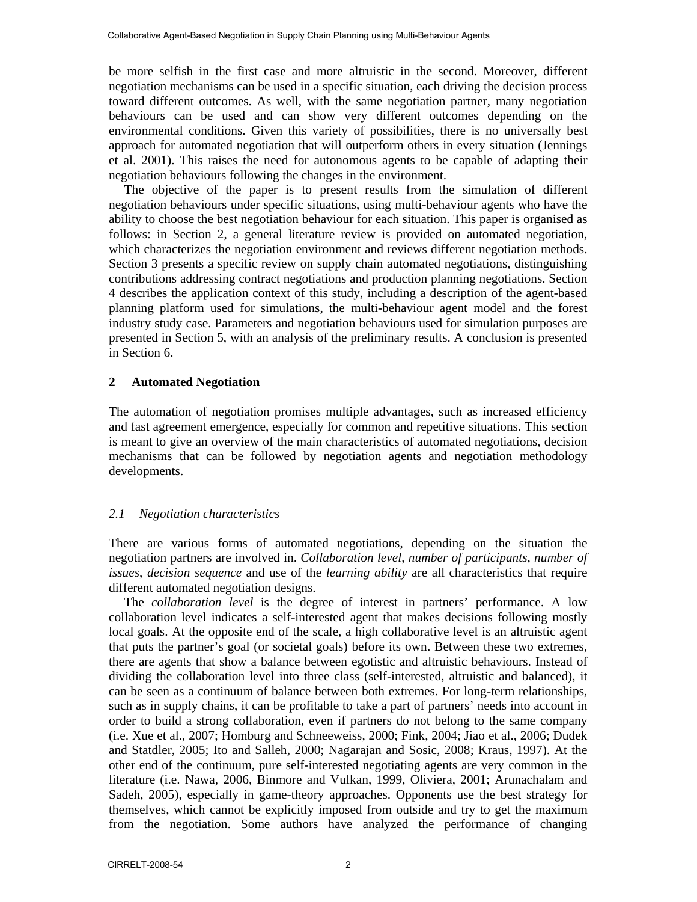be more selfish in the first case and more altruistic in the second. Moreover, different negotiation mechanisms can be used in a specific situation, each driving the decision process toward different outcomes. As well, with the same negotiation partner, many negotiation behaviours can be used and can show very different outcomes depending on the environmental conditions. Given this variety of possibilities, there is no universally best approach for automated negotiation that will outperform others in every situation (Jennings et al. 2001). This raises the need for autonomous agents to be capable of adapting their negotiation behaviours following the changes in the environment.

The objective of the paper is to present results from the simulation of different negotiation behaviours under specific situations, using multi-behaviour agents who have the ability to choose the best negotiation behaviour for each situation. This paper is organised as follows: in Section 2, a general literature review is provided on automated negotiation, which characterizes the negotiation environment and reviews different negotiation methods. Section 3 presents a specific review on supply chain automated negotiations, distinguishing contributions addressing contract negotiations and production planning negotiations. Section 4 describes the application context of this study, including a description of the agent-based planning platform used for simulations, the multi-behaviour agent model and the forest industry study case. Parameters and negotiation behaviours used for simulation purposes are presented in Section 5, with an analysis of the preliminary results. A conclusion is presented in Section 6.

## 2 Automated Negotiation

The automation of negotiation promises multiple advantages, such as increased efficiency and fast agreement emergence, especially for common and repetitive situations. This section is meant to give an overview of the main characteristics of automated negotiations, decision mechanisms that can be followed by negotiation agents and negotiation methodology developments.

### *2.1 Negotiation characteristics*

There are various forms of automated negotiations, depending on the situation the negotiation partners are involved in. *Collaboration level*, *number of participants*, *number of issues*, *decision sequence* and use of the *learning ability* are all characteristics that require different automated negotiation designs.

The *collaboration level* is the degree of interest in partners' performance. A low collaboration level indicates a self-interested agent that makes decisions following mostly local goals. At the opposite end of the scale, a high collaborative level is an altruistic agent that puts the partner's goal (or societal goals) before its own. Between these two extremes, there are agents that show a balance between egotistic and altruistic behaviours. Instead of dividing the collaboration level into three class (self-interested, altruistic and balanced), it can be seen as a continuum of balance between both extremes. For long-term relationships, such as in supply chains, it can be profitable to take a part of partners' needs into account in order to build a strong collaboration, even if partners do not belong to the same company (i.e. Xue et al., 2007; Homburg and Schneeweiss, 2000; Fink, 2004; Jiao et al., 2006; Dudek and Statdler, 2005; Ito and Salleh, 2000; Nagarajan and Sosic, 2008; Kraus, 1997). At the other end of the continuum, pure self-interested negotiating agents are very common in the literature (i.e. Nawa, 2006, Binmore and Vulkan, 1999, Oliviera, 2001; Arunachalam and Sadeh, 2005), especially in game-theory approaches. Opponents use the best strategy for themselves, which cannot be explicitly imposed from outside and try to get the maximum from the negotiation. Some authors have analyzed the performance of changing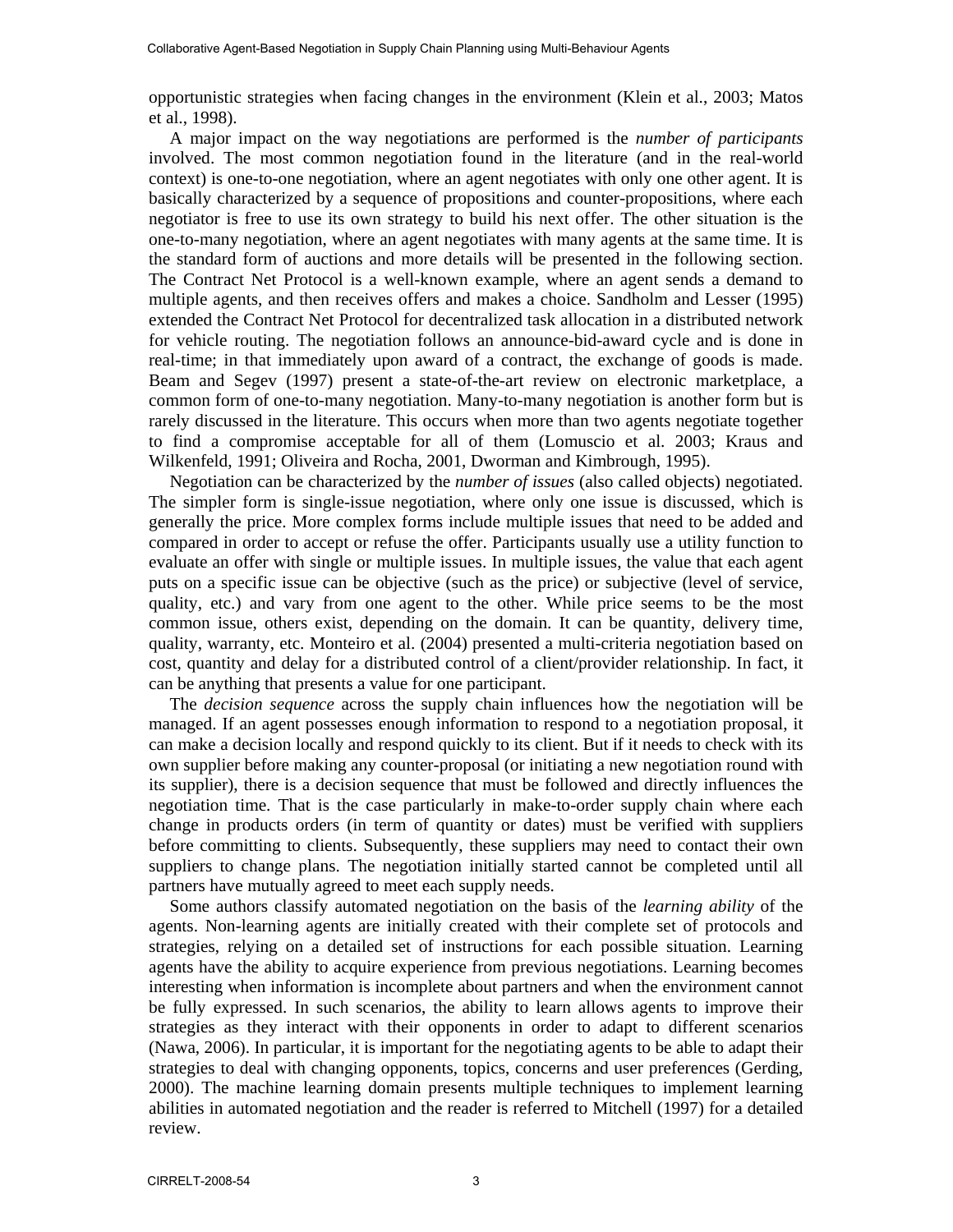opportunistic strategies when facing changes in the environment (Klein et al., 2003; Matos et al., 1998).

A major impact on the way negotiations are performed is the *number of participants* involved. The most common negotiation found in the literature (and in the real-world context) is one-to-one negotiation, where an agent negotiates with only one other agent. It is basically characterized by a sequence of propositions and counter-propositions, where each negotiator is free to use its own strategy to build his next offer. The other situation is the one-to-many negotiation, where an agent negotiates with many agents at the same time. It is the standard form of auctions and more details will be presented in the following section. The Contract Net Protocol is a well-known example, where an agent sends a demand to multiple agents, and then receives offers and makes a choice. Sandholm and Lesser (1995) extended the Contract Net Protocol for decentralized task allocation in a distributed network for vehicle routing. The negotiation follows an announce-bid-award cycle and is done in real-time; in that immediately upon award of a contract, the exchange of goods is made. Beam and Segev (1997) present a state-of-the-art review on electronic marketplace, a common form of one-to-many negotiation. Many-to-many negotiation is another form but is rarely discussed in the literature. This occurs when more than two agents negotiate together to find a compromise acceptable for all of them (Lomuscio et al. 2003; Kraus and Wilkenfeld, 1991; Oliveira and Rocha, 2001, Dworman and Kimbrough, 1995).

Negotiation can be characterized by the *number of issues* (also called objects) negotiated. The simpler form is single-issue negotiation, where only one issue is discussed, which is generally the price. More complex forms include multiple issues that need to be added and compared in order to accept or refuse the offer. Participants usually use a utility function to evaluate an offer with single or multiple issues. In multiple issues, the value that each agent puts on a specific issue can be objective (such as the price) or subjective (level of service, quality, etc.) and vary from one agent to the other. While price seems to be the most common issue, others exist, depending on the domain. It can be quantity, delivery time, quality, warranty, etc. Monteiro et al. (2004) presented a multi-criteria negotiation based on cost, quantity and delay for a distributed control of a client/provider relationship. In fact, it can be anything that presents a value for one participant.

The *decision sequence* across the supply chain influences how the negotiation will be managed. If an agent possesses enough information to respond to a negotiation proposal, it can make a decision locally and respond quickly to its client. But if it needs to check with its own supplier before making any counter-proposal (or initiating a new negotiation round with its supplier), there is a decision sequence that must be followed and directly influences the negotiation time. That is the case particularly in make-to-order supply chain where each change in products orders (in term of quantity or dates) must be verified with suppliers before committing to clients. Subsequently, these suppliers may need to contact their own suppliers to change plans. The negotiation initially started cannot be completed until all partners have mutually agreed to meet each supply needs.

Some authors classify automated negotiation on the basis of the *learning ability* of the agents. Non-learning agents are initially created with their complete set of protocols and strategies, relying on a detailed set of instructions for each possible situation. Learning agents have the ability to acquire experience from previous negotiations. Learning becomes interesting when information is incomplete about partners and when the environment cannot be fully expressed. In such scenarios, the ability to learn allows agents to improve their strategies as they interact with their opponents in order to adapt to different scenarios (Nawa, 2006). In particular, it is important for the negotiating agents to be able to adapt their strategies to deal with changing opponents, topics, concerns and user preferences (Gerding, 2000). The machine learning domain presents multiple techniques to implement learning abilities in automated negotiation and the reader is referred to Mitchell (1997) for a detailed review.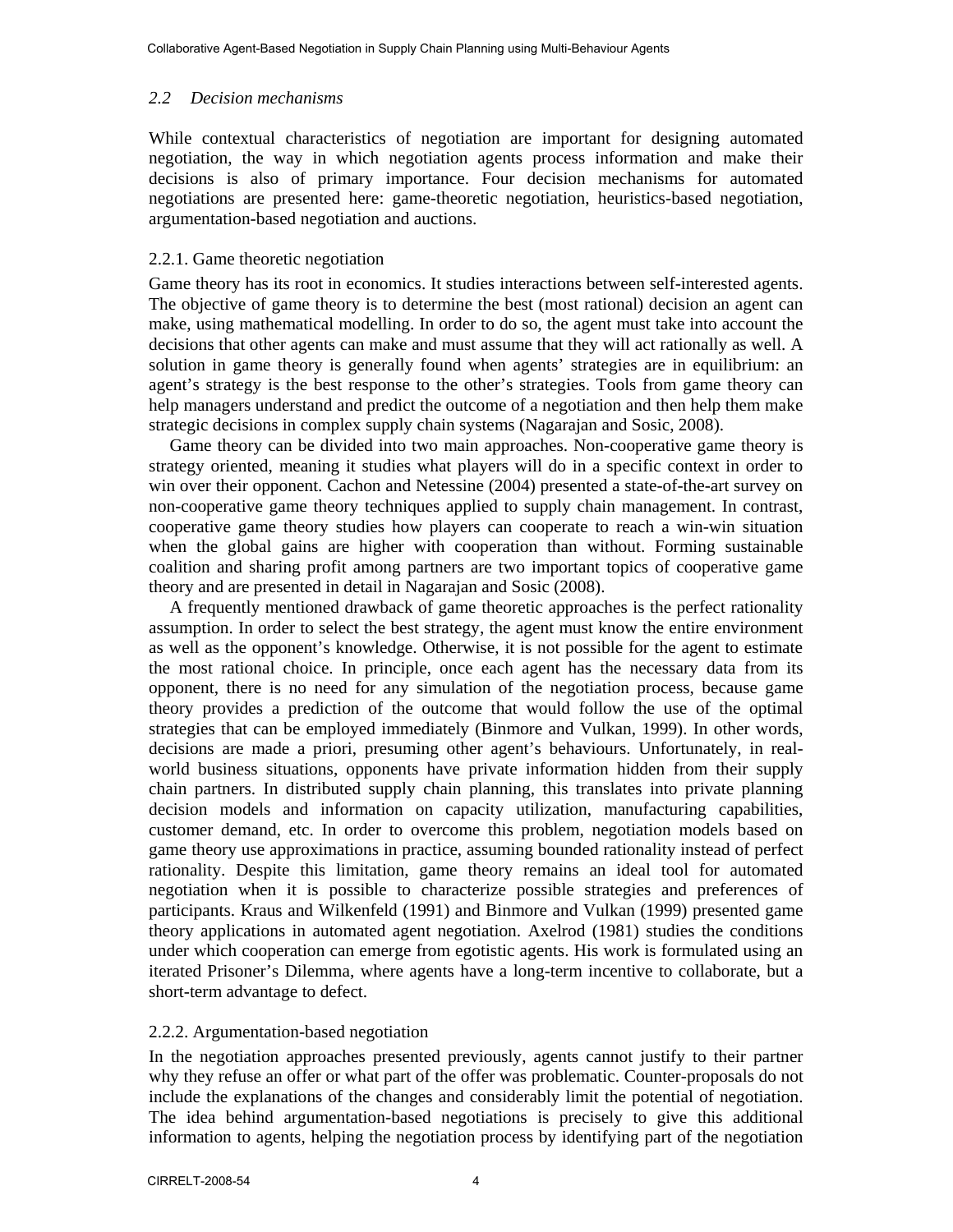### *2.2 Decision mechanisms*

While contextual characteristics of negotiation are important for designing automated negotiation, the way in which negotiation agents process information and make their decisions is also of primary importance. Four decision mechanisms for automated negotiations are presented here: game-theoretic negotiation, heuristics-based negotiation, argumentation-based negotiation and auctions.

#### 2.2.1. Game theoretic negotiation

Game theory has its root in economics. It studies interactions between self-interested agents. The objective of game theory is to determine the best (most rational) decision an agent can make, using mathematical modelling. In order to do so, the agent must take into account the decisions that other agents can make and must assume that they will act rationally as well. A solution in game theory is generally found when agents' strategies are in equilibrium: an agent's strategy is the best response to the other's strategies. Tools from game theory can help managers understand and predict the outcome of a negotiation and then help them make strategic decisions in complex supply chain systems (Nagarajan and Sosic, 2008).

Game theory can be divided into two main approaches. Non-cooperative game theory is strategy oriented, meaning it studies what players will do in a specific context in order to win over their opponent. Cachon and Netessine (2004) presented a state-of-the-art survey on non-cooperative game theory techniques applied to supply chain management. In contrast, cooperative game theory studies how players can cooperate to reach a win-win situation when the global gains are higher with cooperation than without. Forming sustainable coalition and sharing profit among partners are two important topics of cooperative game theory and are presented in detail in Nagarajan and Sosic (2008).

A frequently mentioned drawback of game theoretic approaches is the perfect rationality assumption. In order to select the best strategy, the agent must know the entire environment as well as the opponent's knowledge. Otherwise, it is not possible for the agent to estimate the most rational choice. In principle, once each agent has the necessary data from its opponent, there is no need for any simulation of the negotiation process, because game theory provides a prediction of the outcome that would follow the use of the optimal strategies that can be employed immediately (Binmore and Vulkan, 1999). In other words, decisions are made a priori, presuming other agent's behaviours. Unfortunately, in real-world business situations, opponents have private information hidden from their supply chain partners. In distributed supply chain planning, this translates into private planning decision models and information on capacity utilization, manufacturing capabilities, customer demand, etc. In order to overcome this problem, negotiation models based on game theory use approximations in practice, assuming bounded rationality instead of perfect rationality. Despite this limitation, game theory remains an ideal tool for automated negotiation when it is possible to characterize possible strategies and preferences of participants. Kraus and Wilkenfeld (1991) and Binmore and Vulkan (1999) presented game theory applications in automated agent negotiation. Axelrod (1981) studies the conditions under which cooperation can emerge from egotistic agents. His work is formulated using an iterated Prisoner's Dilemma, where agents have a long-term incentive to collaborate, but a short-term advantage to defect.

#### 2.2.2. Argumentation-based negotiation

In the negotiation approaches presented previously, agents cannot justify to their partner why they refuse an offer or what part of the offer was problematic. Counter-proposals do not include the explanations of the changes and considerably limit the potential of negotiation. The idea behind argumentation-based negotiations is precisely to give this additional information to agents, helping the negotiation process by identifying part of the negotiation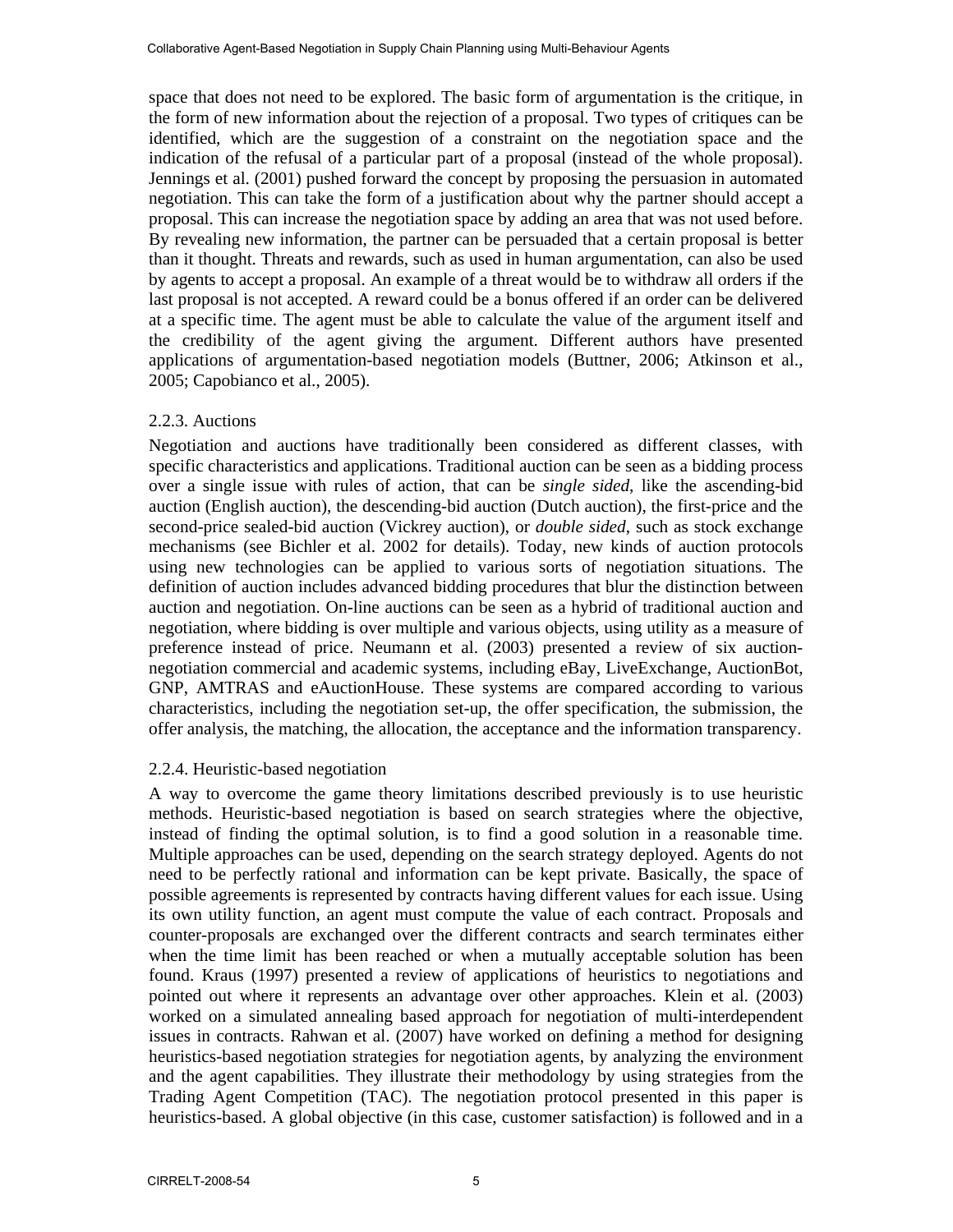space that does not need to be explored. The basic form of argumentation is the critique, in the form of new information about the rejection of a proposal. Two types of critiques can be identified, which are the suggestion of a constraint on the negotiation space and the indication of the refusal of a particular part of a proposal (instead of the whole proposal). Jennings et al. (2001) pushed forward the concept by proposing the persuasion in automated negotiation. This can take the form of a justification about why the partner should accept a proposal. This can increase the negotiation space by adding an area that was not used before. By revealing new information, the partner can be persuaded that a certain proposal is better than it thought. Threats and rewards, such as used in human argumentation, can also be used by agents to accept a proposal. An example of a threat would be to withdraw all orders if the last proposal is not accepted. A reward could be a bonus offered if an order can be delivered at a specific time. The agent must be able to calculate the value of the argument itself and the credibility of the agent giving the argument. Different authors have presented applications of argumentation-based negotiation models (Buttner, 2006; Atkinson et al., 2005; Capobianco et al., 2005).

### 2.2.3. Auctions

Negotiation and auctions have traditionally been considered as different classes, with specific characteristics and applications. Traditional auction can be seen as a bidding process over a single issue with rules of action, that can be *single sided*, like the ascending-bid auction (English auction), the descending-bid auction (Dutch auction), the first-price and the second-price sealed-bid auction (Vickrey auction), or *double sided*, such as stock exchange mechanisms (see Bichler et al. 2002 for details). Today, new kinds of auction protocols using new technologies can be applied to various sorts of negotiation situations. The definition of auction includes advanced bidding procedures that blur the distinction between auction and negotiation. On-line auctions can be seen as a hybrid of traditional auction and negotiation, where bidding is over multiple and various objects, using utility as a measure of preference instead of price. Neumann et al. (2003) presented a review of six auction-negotiation commercial and academic systems, including eBay, LiveExchange, AuctionBot, GNP, AMTRAS and eAuctionHouse. These systems are compared according to various characteristics, including the negotiation set-up, the offer specification, the submission, the offer analysis, the matching, the allocation, the acceptance and the information transparency.

### 2.2.4. Heuristic-based negotiation

A way to overcome the game theory limitations described previously is to use heuristic methods. Heuristic-based negotiation is based on search strategies where the objective, instead of finding the optimal solution, is to find a good solution in a reasonable time. Multiple approaches can be used, depending on the search strategy deployed. Agents do not need to be perfectly rational and information can be kept private. Basically, the space of possible agreements is represented by contracts having different values for each issue. Using its own utility function, an agent must compute the value of each contract. Proposals and counter-proposals are exchanged over the different contracts and search terminates either when the time limit has been reached or when a mutually acceptable solution has been found. Kraus (1997) presented a review of applications of heuristics to negotiations and pointed out where it represents an advantage over other approaches. Klein et al. (2003) worked on a simulated annealing based approach for negotiation of multi-interdependent issues in contracts. Rahwan et al. (2007) have worked on defining a method for designing heuristics-based negotiation strategies for negotiation agents, by analyzing the environment and the agent capabilities. They illustrate their methodology by using strategies from the Trading Agent Competition (TAC). The negotiation protocol presented in this paper is heuristics-based. A global objective (in this case, customer satisfaction) is followed and in a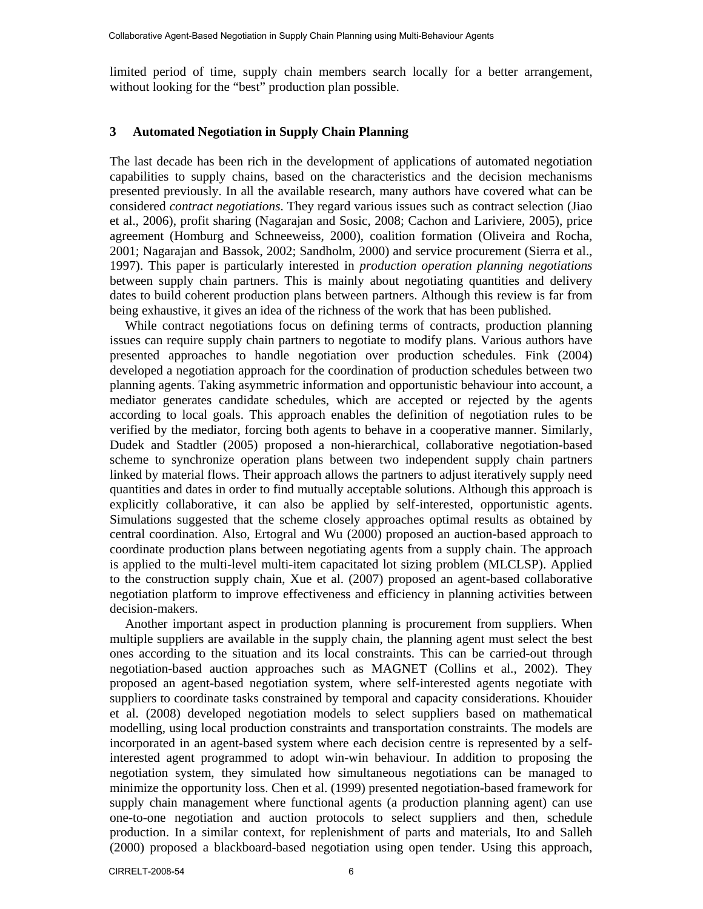limited period of time, supply chain members search locally for a better arrangement, without looking for the "best" production plan possible.

## 3 Automated Negotiation in Supply Chain Planning

The last decade has been rich in the development of applications of automated negotiation capabilities to supply chains, based on the characteristics and the decision mechanisms presented previously. In all the available research, many authors have covered what can be considered *contract negotiations*. They regard various issues such as contract selection (Jiao et al., 2006), profit sharing (Nagarajan and Sosic, 2008; Cachon and Lariviere, 2005), price agreement (Homburg and Schneeweiss, 2000), coalition formation (Oliveira and Rocha, 2001; Nagarajan and Bassok, 2002; Sandholm, 2000) and service procurement (Sierra et al., 1997). This paper is particularly interested in *production operation planning negotiations* between supply chain partners. This is mainly about negotiating quantities and delivery dates to build coherent production plans between partners. Although this review is far from being exhaustive, it gives an idea of the richness of the work that has been published.

While contract negotiations focus on defining terms of contracts, production planning issues can require supply chain partners to negotiate to modify plans. Various authors have presented approaches to handle negotiation over production schedules. Fink (2004) developed a negotiation approach for the coordination of production schedules between two planning agents. Taking asymmetric information and opportunistic behaviour into account, a mediator generates candidate schedules, which are accepted or rejected by the agents according to local goals. This approach enables the definition of negotiation rules to be verified by the mediator, forcing both agents to behave in a cooperative manner. Similarly, Dudek and Stadtler (2005) proposed a non-hierarchical, collaborative negotiation-based scheme to synchronize operation plans between two independent supply chain partners linked by material flows. Their approach allows the partners to adjust iteratively supply need quantities and dates in order to find mutually acceptable solutions. Although this approach is explicitly collaborative, it can also be applied by self-interested, opportunistic agents. Simulations suggested that the scheme closely approaches optimal results as obtained by central coordination. Also, Ertogral and Wu (2000) proposed an auction-based approach to coordinate production plans between negotiating agents from a supply chain. The approach is applied to the multi-level multi-item capacitated lot sizing problem (MLCLSP). Applied to the construction supply chain, Xue et al. (2007) proposed an agent-based collaborative negotiation platform to improve effectiveness and efficiency in planning activities between decision-makers.

Another important aspect in production planning is procurement from suppliers. When multiple suppliers are available in the supply chain, the planning agent must select the best ones according to the situation and its local constraints. This can be carried-out through negotiation-based auction approaches such as MAGNET (Collins et al., 2002). They proposed an agent-based negotiation system, where self-interested agents negotiate with suppliers to coordinate tasks constrained by temporal and capacity considerations. Khouider et al. (2008) developed negotiation models to select suppliers based on mathematical modelling, using local production constraints and transportation constraints. The models are incorporated in an agent-based system where each decision centre is represented by a self-interested agent programmed to adopt win-win behaviour. In addition to proposing the negotiation system, they simulated how simultaneous negotiations can be managed to minimize the opportunity loss. Chen et al. (1999) presented negotiation-based framework for supply chain management where functional agents (a production planning agent) can use one-to-one negotiation and auction protocols to select suppliers and then, schedule production. In a similar context, for replenishment of parts and materials, Ito and Salleh (2000) proposed a blackboard-based negotiation using open tender. Using this approach,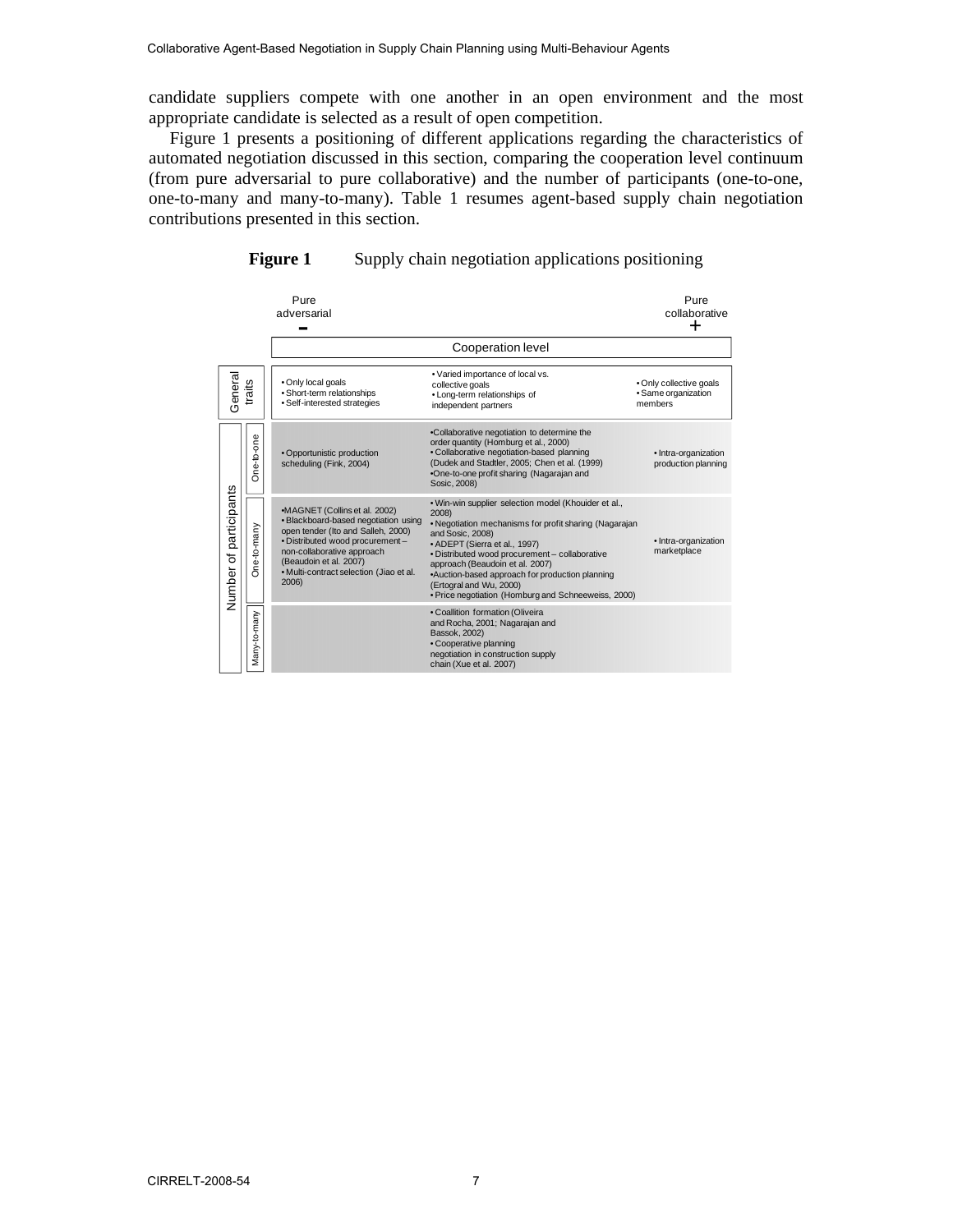candidate suppliers compete with one another in an open environment and the most appropriate candidate is selected as a result of open competition.

Figure 1 presents a positioning of different applications regarding the characteristics of automated negotiation discussed in this section, comparing the cooperation level continuum (from pure adversarial to pure collaborative) and the number of participants (one-to-one, one-to-many and many-to-many). Table 1 resumes agent-based supply chain negotiation contributions presented in this section.

**Figure 1** Supply chain negotiation applications positioning

| | Pure adversarial (−) | Cooperation level | Pure collaborative (+) |
|---|---|---|---|
| **General traits** | • Only local goals<br>• Short-term relationships<br>• Self-interested strategies | • Varied importance of local vs. collective goals<br>• Long-term relationships of independent partners | • Only collective goals<br>• Same organization members |
| **Number of participants – One-to-one** | • Opportunistic production scheduling (Fink, 2004) | •Collaborative negotiation to determine the order quantity (Homburg et al., 2000)<br>• Collaborative negotiation-based planning (Dudek and Stadtler, 2005; Chen et al. (1999)<br>•One-to-one profit sharing (Nagarajan and Sosic, 2008) | • Intra-organization production planning |
| **Number of participants – One-to-many** | •MAGNET (Collins et al. 2002)<br>• Blackboard-based negotiation using open tender (Ito and Salleh, 2000)<br>• Distributed wood procurement – non-collaborative approach (Beaudoin et al. 2007)<br>• Multi-contract selection (Jiao et al. 2006) | • Win-win supplier selection model (Khouider et al., 2008)<br>• Negotiation mechanisms for profit sharing (Nagarajan and Sosic, 2008)<br>• ADEPT (Sierra et al., 1997)<br>• Distributed wood procurement – collaborative approach (Beaudoin et al. 2007)<br>•Auction-based approach for production planning (Ertogral and Wu, 2000)<br>• Price negotiation (Homburg and Schneeweiss, 2000) | • Intra-organization marketplace |
| **Number of participants – Many-to-many** | | • Coallition formation (Oliveira and Rocha, 2001; Nagarajan and Bassok, 2002)<br>• Cooperative planning negotiation in construction supply chain (Xue et al. 2007) | |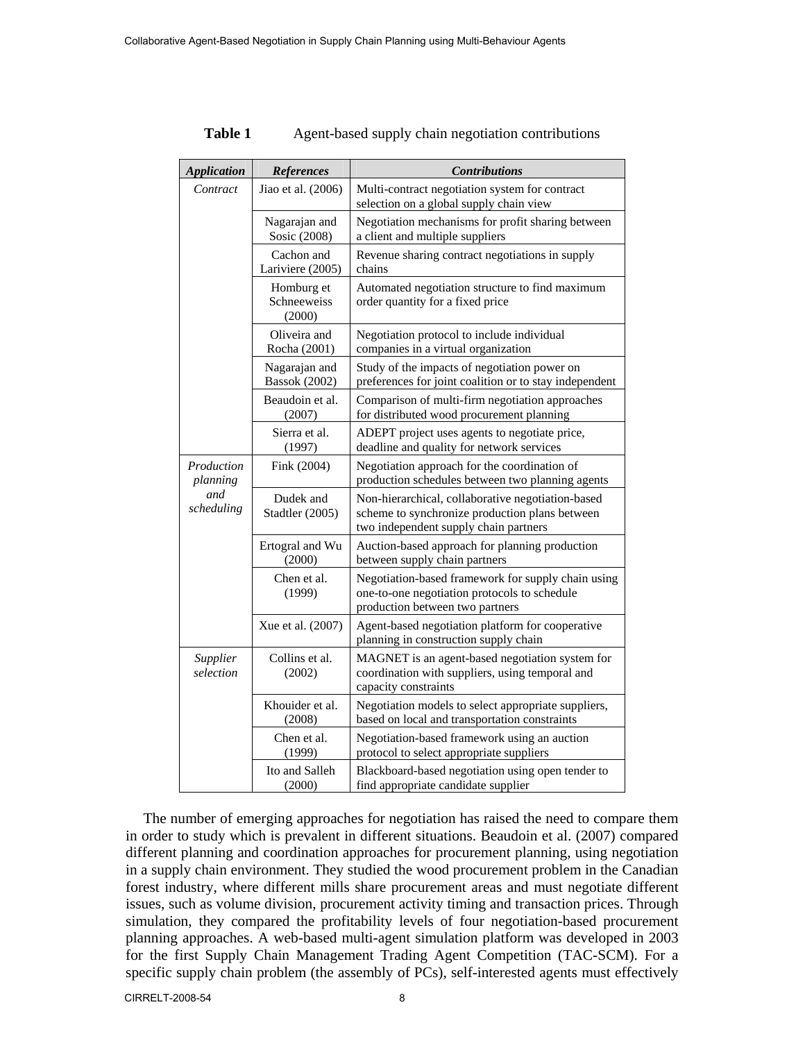**Table 1** Agent-based supply chain negotiation contributions

| *Application* | *References* | *Contributions* |
|---|---|---|
| *Contract* | Jiao et al. (2006) | Multi-contract negotiation system for contract selection on a global supply chain view |
| | Nagarajan and Sosic (2008) | Negotiation mechanisms for profit sharing between a client and multiple suppliers |
| | Cachon and Lariviere (2005) | Revenue sharing contract negotiations in supply chains |
| | Homburg et Schneeweiss (2000) | Automated negotiation structure to find maximum order quantity for a fixed price |
| | Oliveira and Rocha (2001) | Negotiation protocol to include individual companies in a virtual organization |
| | Nagarajan and Bassok (2002) | Study of the impacts of negotiation power on preferences for joint coalition or to stay independent |
| | Beaudoin et al. (2007) | Comparison of multi-firm negotiation approaches for distributed wood procurement planning |
| | Sierra et al. (1997) | ADEPT project uses agents to negotiate price, deadline and quality for network services |
| *Production planning and scheduling* | Fink (2004) | Negotiation approach for the coordination of production schedules between two planning agents |
| | Dudek and Stadtler (2005) | Non-hierarchical, collaborative negotiation-based scheme to synchronize production plans between two independent supply chain partners |
| | Ertogral and Wu (2000) | Auction-based approach for planning production between supply chain partners |
| | Chen et al. (1999) | Negotiation-based framework for supply chain using one-to-one negotiation protocols to schedule production between two partners |
| | Xue et al. (2007) | Agent-based negotiation platform for cooperative planning in construction supply chain |
| *Supplier selection* | Collins et al. (2002) | MAGNET is an agent-based negotiation system for coordination with suppliers, using temporal and capacity constraints |
| | Khouider et al. (2008) | Negotiation models to select appropriate suppliers, based on local and transportation constraints |
| | Chen et al. (1999) | Negotiation-based framework using an auction protocol to select appropriate suppliers |
| | Ito and Salleh (2000) | Blackboard-based negotiation using open tender to find appropriate candidate supplier |

The number of emerging approaches for negotiation has raised the need to compare them in order to study which is prevalent in different situations. Beaudoin et al. (2007) compared different planning and coordination approaches for procurement planning, using negotiation in a supply chain environment. They studied the wood procurement problem in the Canadian forest industry, where different mills share procurement areas and must negotiate different issues, such as volume division, procurement activity timing and transaction prices. Through simulation, they compared the profitability levels of four negotiation-based procurement planning approaches. A web-based multi-agent simulation platform was developed in 2003 for the first Supply Chain Management Trading Agent Competition (TAC-SCM). For a specific supply chain problem (the assembly of PCs), self-interested agents must effectively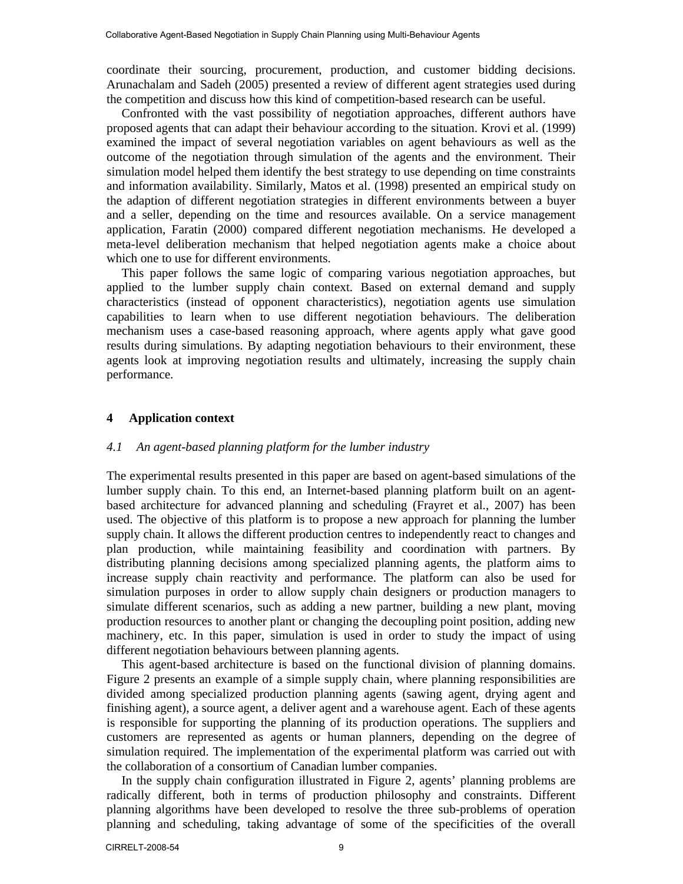coordinate their sourcing, procurement, production, and customer bidding decisions. Arunachalam and Sadeh (2005) presented a review of different agent strategies used during the competition and discuss how this kind of competition-based research can be useful.

Confronted with the vast possibility of negotiation approaches, different authors have proposed agents that can adapt their behaviour according to the situation. Krovi et al. (1999) examined the impact of several negotiation variables on agent behaviours as well as the outcome of the negotiation through simulation of the agents and the environment. Their simulation model helped them identify the best strategy to use depending on time constraints and information availability. Similarly, Matos et al. (1998) presented an empirical study on the adaption of different negotiation strategies in different environments between a buyer and a seller, depending on the time and resources available. On a service management application, Faratin (2000) compared different negotiation mechanisms. He developed a meta-level deliberation mechanism that helped negotiation agents make a choice about which one to use for different environments.

This paper follows the same logic of comparing various negotiation approaches, but applied to the lumber supply chain context. Based on external demand and supply characteristics (instead of opponent characteristics), negotiation agents use simulation capabilities to learn when to use different negotiation behaviours. The deliberation mechanism uses a case-based reasoning approach, where agents apply what gave good results during simulations. By adapting negotiation behaviours to their environment, these agents look at improving negotiation results and ultimately, increasing the supply chain performance.

## 4 Application context

### *4.1 An agent-based planning platform for the lumber industry*

The experimental results presented in this paper are based on agent-based simulations of the lumber supply chain. To this end, an Internet-based planning platform built on an agent-based architecture for advanced planning and scheduling (Frayret et al., 2007) has been used. The objective of this platform is to propose a new approach for planning the lumber supply chain. It allows the different production centres to independently react to changes and plan production, while maintaining feasibility and coordination with partners. By distributing planning decisions among specialized planning agents, the platform aims to increase supply chain reactivity and performance. The platform can also be used for simulation purposes in order to allow supply chain designers or production managers to simulate different scenarios, such as adding a new partner, building a new plant, moving production resources to another plant or changing the decoupling point position, adding new machinery, etc. In this paper, simulation is used in order to study the impact of using different negotiation behaviours between planning agents.

This agent-based architecture is based on the functional division of planning domains. Figure 2 presents an example of a simple supply chain, where planning responsibilities are divided among specialized production planning agents (sawing agent, drying agent and finishing agent), a source agent, a deliver agent and a warehouse agent. Each of these agents is responsible for supporting the planning of its production operations. The suppliers and customers are represented as agents or human planners, depending on the degree of simulation required. The implementation of the experimental platform was carried out with the collaboration of a consortium of Canadian lumber companies.

In the supply chain configuration illustrated in Figure 2, agents' planning problems are radically different, both in terms of production philosophy and constraints. Different planning algorithms have been developed to resolve the three sub-problems of operation planning and scheduling, taking advantage of some of the specificities of the overall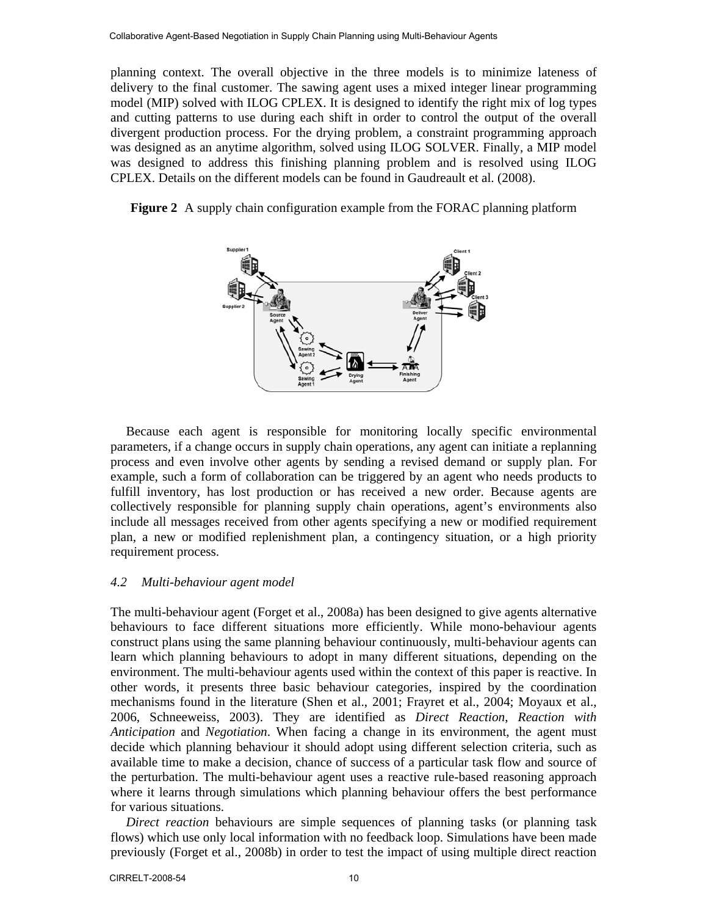planning context. The overall objective in the three models is to minimize lateness of delivery to the final customer. The sawing agent uses a mixed integer linear programming model (MIP) solved with ILOG CPLEX. It is designed to identify the right mix of log types and cutting patterns to use during each shift in order to control the output of the overall divergent production process. For the drying problem, a constraint programming approach was designed as an anytime algorithm, solved using ILOG SOLVER. Finally, a MIP model was designed to address this finishing planning problem and is resolved using ILOG CPLEX. Details on the different models can be found in Gaudreault et al. (2008).

**Figure 2** A supply chain configuration example from the FORAC planning platform

Because each agent is responsible for monitoring locally specific environmental parameters, if a change occurs in supply chain operations, any agent can initiate a replanning process and even involve other agents by sending a revised demand or supply plan. For example, such a form of collaboration can be triggered by an agent who needs products to fulfill inventory, has lost production or has received a new order. Because agents are collectively responsible for planning supply chain operations, agent's environments also include all messages received from other agents specifying a new or modified requirement plan, a new or modified replenishment plan, a contingency situation, or a high priority requirement process.

### *4.2 Multi-behaviour agent model*

The multi-behaviour agent (Forget et al., 2008a) has been designed to give agents alternative behaviours to face different situations more efficiently. While mono-behaviour agents construct plans using the same planning behaviour continuously, multi-behaviour agents can learn which planning behaviours to adopt in many different situations, depending on the environment. The multi-behaviour agents used within the context of this paper is reactive. In other words, it presents three basic behaviour categories, inspired by the coordination mechanisms found in the literature (Shen et al., 2001; Frayret et al., 2004; Moyaux et al., 2006, Schneeweiss, 2003). They are identified as *Direct Reaction*, *Reaction with Anticipation* and *Negotiation*. When facing a change in its environment, the agent must decide which planning behaviour it should adopt using different selection criteria, such as available time to make a decision, chance of success of a particular task flow and source of the perturbation. The multi-behaviour agent uses a reactive rule-based reasoning approach where it learns through simulations which planning behaviour offers the best performance for various situations.

*Direct reaction* behaviours are simple sequences of planning tasks (or planning task flows) which use only local information with no feedback loop. Simulations have been made previously (Forget et al., 2008b) in order to test the impact of using multiple direct reaction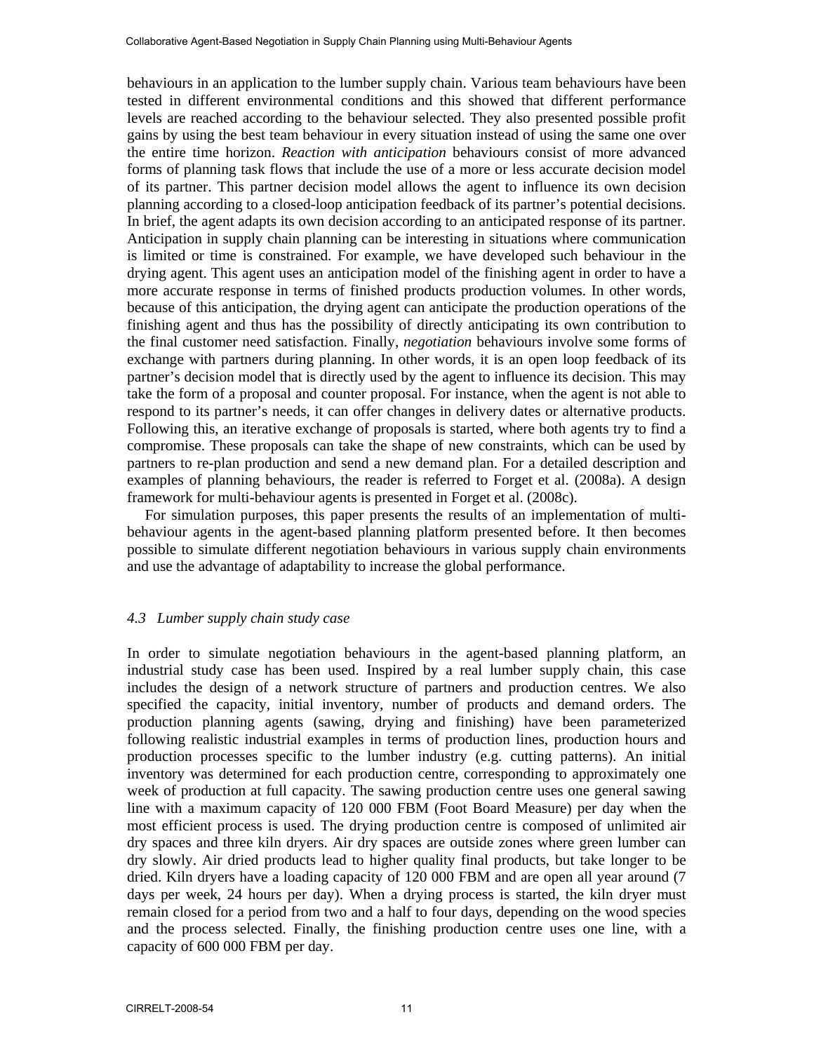behaviours in an application to the lumber supply chain. Various team behaviours have been tested in different environmental conditions and this showed that different performance levels are reached according to the behaviour selected. They also presented possible profit gains by using the best team behaviour in every situation instead of using the same one over the entire time horizon. *Reaction with anticipation* behaviours consist of more advanced forms of planning task flows that include the use of a more or less accurate decision model of its partner. This partner decision model allows the agent to influence its own decision planning according to a closed-loop anticipation feedback of its partner's potential decisions. In brief, the agent adapts its own decision according to an anticipated response of its partner. Anticipation in supply chain planning can be interesting in situations where communication is limited or time is constrained. For example, we have developed such behaviour in the drying agent. This agent uses an anticipation model of the finishing agent in order to have a more accurate response in terms of finished products production volumes. In other words, because of this anticipation, the drying agent can anticipate the production operations of the finishing agent and thus has the possibility of directly anticipating its own contribution to the final customer need satisfaction. Finally, *negotiation* behaviours involve some forms of exchange with partners during planning. In other words, it is an open loop feedback of its partner's decision model that is directly used by the agent to influence its decision. This may take the form of a proposal and counter proposal. For instance, when the agent is not able to respond to its partner's needs, it can offer changes in delivery dates or alternative products. Following this, an iterative exchange of proposals is started, where both agents try to find a compromise. These proposals can take the shape of new constraints, which can be used by partners to re-plan production and send a new demand plan. For a detailed description and examples of planning behaviours, the reader is referred to Forget et al. (2008a). A design framework for multi-behaviour agents is presented in Forget et al. (2008c).

For simulation purposes, this paper presents the results of an implementation of multi-behaviour agents in the agent-based planning platform presented before. It then becomes possible to simulate different negotiation behaviours in various supply chain environments and use the advantage of adaptability to increase the global performance.

### *4.3 Lumber supply chain study case*

In order to simulate negotiation behaviours in the agent-based planning platform, an industrial study case has been used. Inspired by a real lumber supply chain, this case includes the design of a network structure of partners and production centres. We also specified the capacity, initial inventory, number of products and demand orders. The production planning agents (sawing, drying and finishing) have been parameterized following realistic industrial examples in terms of production lines, production hours and production processes specific to the lumber industry (e.g. cutting patterns). An initial inventory was determined for each production centre, corresponding to approximately one week of production at full capacity. The sawing production centre uses one general sawing line with a maximum capacity of 120 000 FBM (Foot Board Measure) per day when the most efficient process is used. The drying production centre is composed of unlimited air dry spaces and three kiln dryers. Air dry spaces are outside zones where green lumber can dry slowly. Air dried products lead to higher quality final products, but take longer to be dried. Kiln dryers have a loading capacity of 120 000 FBM and are open all year around (7 days per week, 24 hours per day). When a drying process is started, the kiln dryer must remain closed for a period from two and a half to four days, depending on the wood species and the process selected. Finally, the finishing production centre uses one line, with a capacity of 600 000 FBM per day.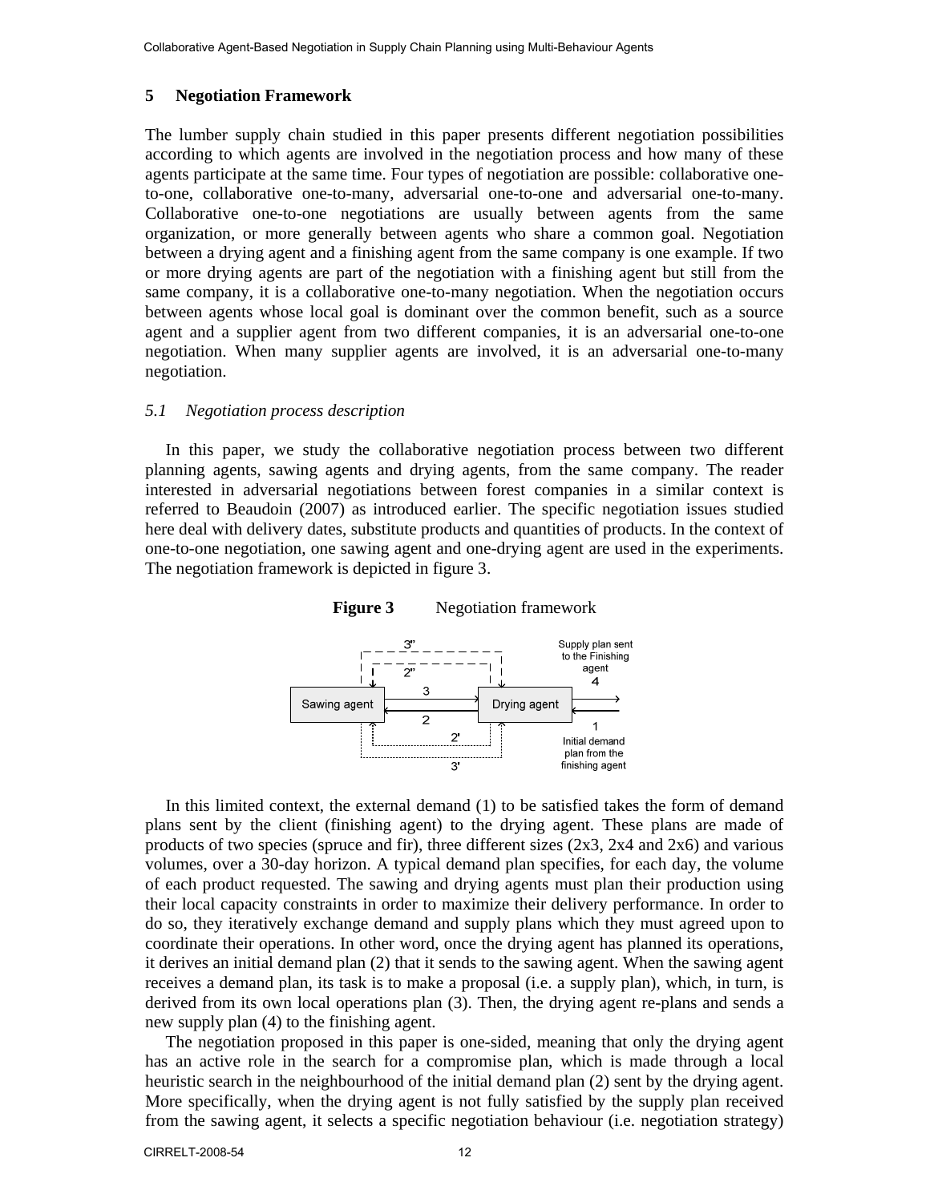## 5 Negotiation Framework

The lumber supply chain studied in this paper presents different negotiation possibilities according to which agents are involved in the negotiation process and how many of these agents participate at the same time. Four types of negotiation are possible: collaborative one-to-one, collaborative one-to-many, adversarial one-to-one and adversarial one-to-many. Collaborative one-to-one negotiations are usually between agents from the same organization, or more generally between agents who share a common goal. Negotiation between a drying agent and a finishing agent from the same company is one example. If two or more drying agents are part of the negotiation with a finishing agent but still from the same company, it is a collaborative one-to-many negotiation. When the negotiation occurs between agents whose local goal is dominant over the common benefit, such as a source agent and a supplier agent from two different companies, it is an adversarial one-to-one negotiation. When many supplier agents are involved, it is an adversarial one-to-many negotiation.

### *5.1 Negotiation process description*

In this paper, we study the collaborative negotiation process between two different planning agents, sawing agents and drying agents, from the same company. The reader interested in adversarial negotiations between forest companies in a similar context is referred to Beaudoin (2007) as introduced earlier. The specific negotiation issues studied here deal with delivery dates, substitute products and quantities of products. In the context of one-to-one negotiation, one sawing agent and one-drying agent are used in the experiments. The negotiation framework is depicted in figure 3.

**Figure 3** Negotiation framework

In this limited context, the external demand (1) to be satisfied takes the form of demand plans sent by the client (finishing agent) to the drying agent. These plans are made of products of two species (spruce and fir), three different sizes (2x3, 2x4 and 2x6) and various volumes, over a 30-day horizon. A typical demand plan specifies, for each day, the volume of each product requested. The sawing and drying agents must plan their production using their local capacity constraints in order to maximize their delivery performance. In order to do so, they iteratively exchange demand and supply plans which they must agreed upon to coordinate their operations. In other word, once the drying agent has planned its operations, it derives an initial demand plan (2) that it sends to the sawing agent. When the sawing agent receives a demand plan, its task is to make a proposal (i.e. a supply plan), which, in turn, is derived from its own local operations plan (3). Then, the drying agent re-plans and sends a new supply plan (4) to the finishing agent.

The negotiation proposed in this paper is one-sided, meaning that only the drying agent has an active role in the search for a compromise plan, which is made through a local heuristic search in the neighbourhood of the initial demand plan (2) sent by the drying agent. More specifically, when the drying agent is not fully satisfied by the supply plan received from the sawing agent, it selects a specific negotiation behaviour (i.e. negotiation strategy)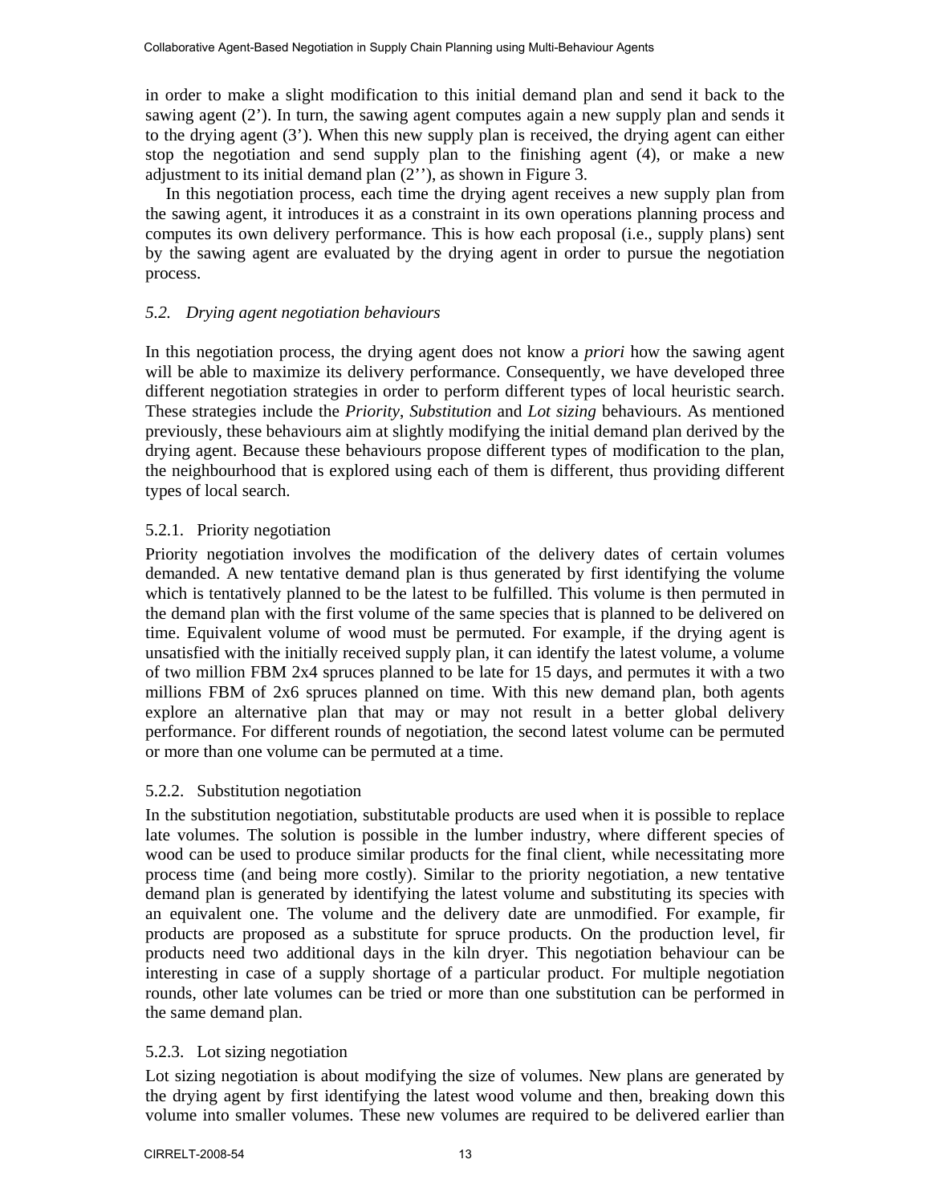in order to make a slight modification to this initial demand plan and send it back to the sawing agent (2'). In turn, the sawing agent computes again a new supply plan and sends it to the drying agent (3'). When this new supply plan is received, the drying agent can either stop the negotiation and send supply plan to the finishing agent (4), or make a new adjustment to its initial demand plan (2''), as shown in Figure 3.

In this negotiation process, each time the drying agent receives a new supply plan from the sawing agent, it introduces it as a constraint in its own operations planning process and computes its own delivery performance. This is how each proposal (i.e., supply plans) sent by the sawing agent are evaluated by the drying agent in order to pursue the negotiation process.

### *5.2. Drying agent negotiation behaviours*

In this negotiation process, the drying agent does not know a *priori* how the sawing agent will be able to maximize its delivery performance. Consequently, we have developed three different negotiation strategies in order to perform different types of local heuristic search. These strategies include the *Priority*, *Substitution* and *Lot sizing* behaviours. As mentioned previously, these behaviours aim at slightly modifying the initial demand plan derived by the drying agent. Because these behaviours propose different types of modification to the plan, the neighbourhood that is explored using each of them is different, thus providing different types of local search.

#### 5.2.1. Priority negotiation

Priority negotiation involves the modification of the delivery dates of certain volumes demanded. A new tentative demand plan is thus generated by first identifying the volume which is tentatively planned to be the latest to be fulfilled. This volume is then permuted in the demand plan with the first volume of the same species that is planned to be delivered on time. Equivalent volume of wood must be permuted. For example, if the drying agent is unsatisfied with the initially received supply plan, it can identify the latest volume, a volume of two million FBM 2x4 spruces planned to be late for 15 days, and permutes it with a two millions FBM of 2x6 spruces planned on time. With this new demand plan, both agents explore an alternative plan that may or may not result in a better global delivery performance. For different rounds of negotiation, the second latest volume can be permuted or more than one volume can be permuted at a time.

#### 5.2.2. Substitution negotiation

In the substitution negotiation, substitutable products are used when it is possible to replace late volumes. The solution is possible in the lumber industry, where different species of wood can be used to produce similar products for the final client, while necessitating more process time (and being more costly). Similar to the priority negotiation, a new tentative demand plan is generated by identifying the latest volume and substituting its species with an equivalent one. The volume and the delivery date are unmodified. For example, fir products are proposed as a substitute for spruce products. On the production level, fir products need two additional days in the kiln dryer. This negotiation behaviour can be interesting in case of a supply shortage of a particular product. For multiple negotiation rounds, other late volumes can be tried or more than one substitution can be performed in the same demand plan.

#### 5.2.3. Lot sizing negotiation

Lot sizing negotiation is about modifying the size of volumes. New plans are generated by the drying agent by first identifying the latest wood volume and then, breaking down this volume into smaller volumes. These new volumes are required to be delivered earlier than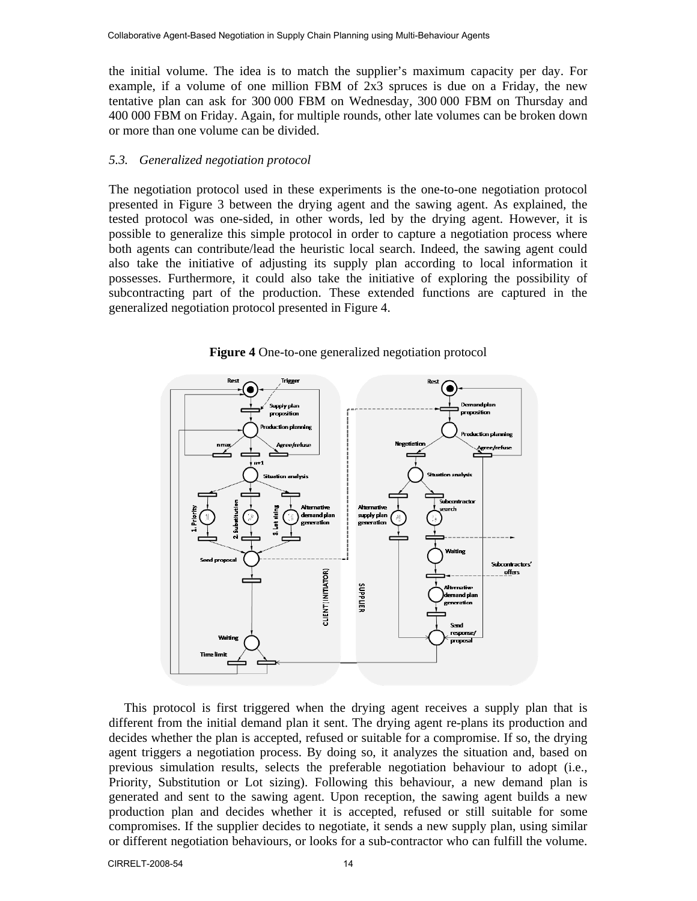the initial volume. The idea is to match the supplier's maximum capacity per day. For example, if a volume of one million FBM of 2x3 spruces is due on a Friday, the new tentative plan can ask for 300 000 FBM on Wednesday, 300 000 FBM on Thursday and 400 000 FBM on Friday. Again, for multiple rounds, other late volumes can be broken down or more than one volume can be divided.

### *5.3. Generalized negotiation protocol*

The negotiation protocol used in these experiments is the one-to-one negotiation protocol presented in Figure 3 between the drying agent and the sawing agent. As explained, the tested protocol was one-sided, in other words, led by the drying agent. However, it is possible to generalize this simple protocol in order to capture a negotiation process where both agents can contribute/lead the heuristic local search. Indeed, the sawing agent could also take the initiative of adjusting its supply plan according to local information it possesses. Furthermore, it could also take the initiative of exploring the possibility of subcontracting part of the production. These extended functions are captured in the generalized negotiation protocol presented in Figure 4.

**Figure 4** One-to-one generalized negotiation protocol

This protocol is first triggered when the drying agent receives a supply plan that is different from the initial demand plan it sent. The drying agent re-plans its production and decides whether the plan is accepted, refused or suitable for a compromise. If so, the drying agent triggers a negotiation process. By doing so, it analyzes the situation and, based on previous simulation results, selects the preferable negotiation behaviour to adopt (i.e., Priority, Substitution or Lot sizing). Following this behaviour, a new demand plan is generated and sent to the sawing agent. Upon reception, the sawing agent builds a new production plan and decides whether it is accepted, refused or still suitable for some compromises. If the supplier decides to negotiate, it sends a new supply plan, using similar or different negotiation behaviours, or looks for a sub-contractor who can fulfill the volume.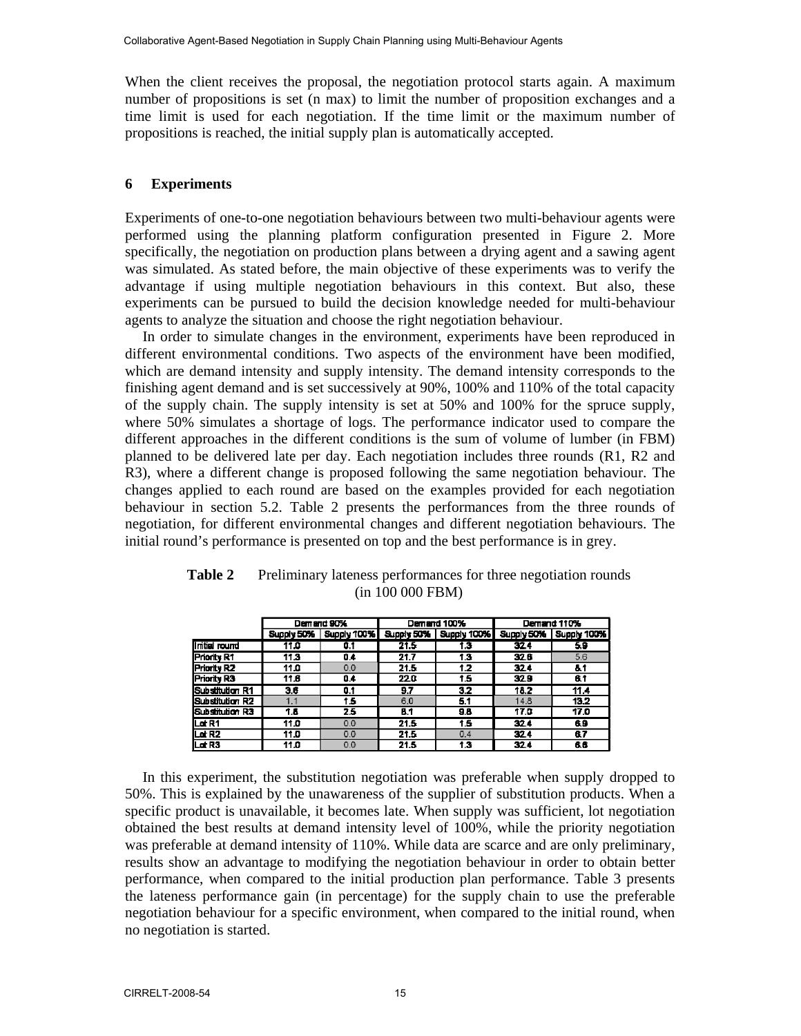When the client receives the proposal, the negotiation protocol starts again. A maximum number of propositions is set (n max) to limit the number of proposition exchanges and a time limit is used for each negotiation. If the time limit or the maximum number of propositions is reached, the initial supply plan is automatically accepted.

## 6 Experiments

Experiments of one-to-one negotiation behaviours between two multi-behaviour agents were performed using the planning platform configuration presented in Figure 2. More specifically, the negotiation on production plans between a drying agent and a sawing agent was simulated. As stated before, the main objective of these experiments was to verify the advantage if using multiple negotiation behaviours in this context. But also, these experiments can be pursued to build the decision knowledge needed for multi-behaviour agents to analyze the situation and choose the right negotiation behaviour.

In order to simulate changes in the environment, experiments have been reproduced in different environmental conditions. Two aspects of the environment have been modified, which are demand intensity and supply intensity. The demand intensity corresponds to the finishing agent demand and is set successively at 90%, 100% and 110% of the total capacity of the supply chain. The supply intensity is set at 50% and 100% for the spruce supply, where 50% simulates a shortage of logs. The performance indicator used to compare the different approaches in the different conditions is the sum of volume of lumber (in FBM) planned to be delivered late per day. Each negotiation includes three rounds (R1, R2 and R3), where a different change is proposed following the same negotiation behaviour. The changes applied to each round are based on the examples provided for each negotiation behaviour in section 5.2. Table 2 presents the performances from the three rounds of negotiation, for different environmental changes and different negotiation behaviours. The initial round's performance is presented on top and the best performance is in grey.

**Table 2** Preliminary lateness performances for three negotiation rounds (in 100 000 FBM)

| | Demand 90% | | Demand 100% | | Demand 110% | |
|---|---|---|---|---|---|---|
| | Supply 50% | Supply 100% | Supply 50% | Supply 100% | Supply 50% | Supply 100% |
| Initial round | 11.0 | 0.1 | 21.5 | 1.3 | 32.4 | 5.9 |
| Priority R1 | 11.3 | 0.4 | 21.7 | 1.3 | 32.6 | 5.6 |
| Priority R2 | 11.0 | 0.0 | 21.5 | 1.2 | 32.4 | 8.1 |
| Priority R3 | 11.6 | 0.4 | 22.0 | 1.5 | 32.9 | 6.1 |
| Substitution R1 | 3.6 | 0.1 | 9.7 | 3.2 | 18.2 | 11.4 |
| Substitution R2 | 1.1 | 1.5 | 6.0 | 5.1 | 14.8 | 13.2 |
| Substitution R3 | 1.8 | 2.5 | 8.1 | 9.8 | 17.0 | 17.0 |
| Lot R1 | 11.0 | 0.0 | 21.5 | 1.5 | 32.4 | 6.9 |
| Lot R2 | 11.0 | 0.0 | 21.5 | 0.4 | 32.4 | 6.7 |
| Lot R3 | 11.0 | 0.0 | 21.5 | 1.3 | 32.4 | 6.6 |

In this experiment, the substitution negotiation was preferable when supply dropped to 50%. This is explained by the unawareness of the supplier of substitution products. When a specific product is unavailable, it becomes late. When supply was sufficient, lot negotiation obtained the best results at demand intensity level of 100%, while the priority negotiation was preferable at demand intensity of 110%. While data are scarce and are only preliminary, results show an advantage to modifying the negotiation behaviour in order to obtain better performance, when compared to the initial production plan performance. Table 3 presents the lateness performance gain (in percentage) for the supply chain to use the preferable negotiation behaviour for a specific environment, when compared to the initial round, when no negotiation is started.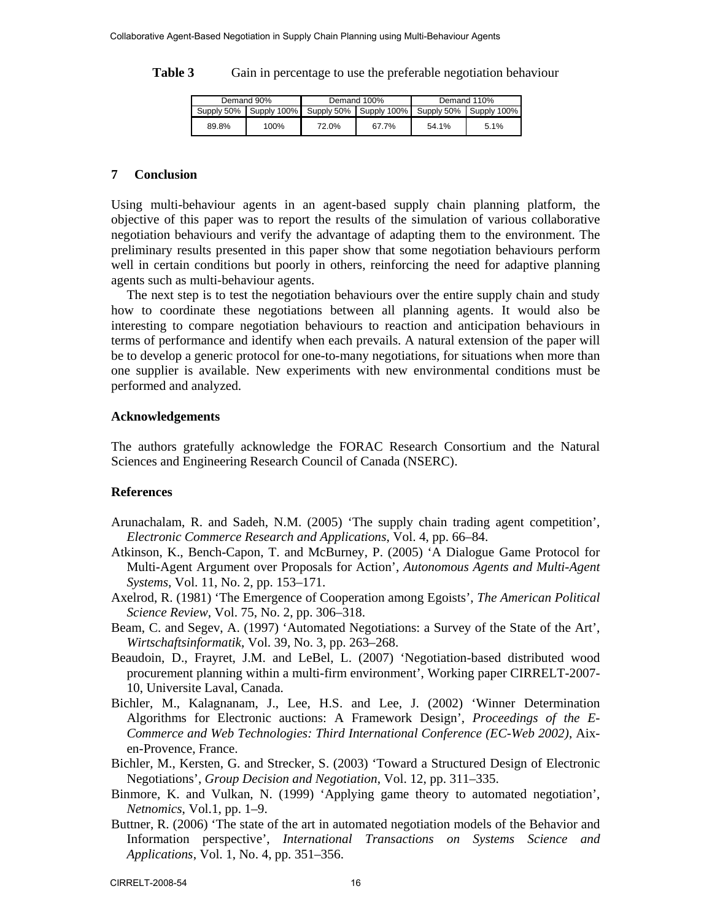**Table 3** Gain in percentage to use the preferable negotiation behaviour

| Demand 90% | | Demand 100% | | Demand 110% | |
|---|---|---|---|---|---|
| Supply 50% | Supply 100% | Supply 50% | Supply 100% | Supply 50% | Supply 100% |
| 89.8% | 100% | 72.0% | 67.7% | 54.1% | 5.1% |

## 7 Conclusion

Using multi-behaviour agents in an agent-based supply chain planning platform, the objective of this paper was to report the results of the simulation of various collaborative negotiation behaviours and verify the advantage of adapting them to the environment. The preliminary results presented in this paper show that some negotiation behaviours perform well in certain conditions but poorly in others, reinforcing the need for adaptive planning agents such as multi-behaviour agents.

The next step is to test the negotiation behaviours over the entire supply chain and study how to coordinate these negotiations between all planning agents. It would also be interesting to compare negotiation behaviours to reaction and anticipation behaviours in terms of performance and identify when each prevails. A natural extension of the paper will be to develop a generic protocol for one-to-many negotiations, for situations when more than one supplier is available. New experiments with new environmental conditions must be performed and analyzed.

## Acknowledgements

The authors gratefully acknowledge the FORAC Research Consortium and the Natural Sciences and Engineering Research Council of Canada (NSERC).

## References

Arunachalam, R. and Sadeh, N.M. (2005) 'The supply chain trading agent competition', *Electronic Commerce Research and Applications*, Vol. 4, pp. 66–84.

Atkinson, K., Bench-Capon, T. and McBurney, P. (2005) 'A Dialogue Game Protocol for Multi-Agent Argument over Proposals for Action', *Autonomous Agents and Multi-Agent Systems*, Vol. 11, No. 2, pp. 153–171.

Axelrod, R. (1981) 'The Emergence of Cooperation among Egoists', *The American Political Science Review*, Vol. 75, No. 2, pp. 306–318.

Beam, C. and Segev, A. (1997) 'Automated Negotiations: a Survey of the State of the Art', *Wirtschaftsinformatik*, Vol. 39, No. 3, pp. 263–268.

Beaudoin, D., Frayret, J.M. and LeBel, L. (2007) 'Negotiation-based distributed wood procurement planning within a multi-firm environment', Working paper CIRRELT-2007-10, Universite Laval, Canada.

Bichler, M., Kalagnanam, J., Lee, H.S. and Lee, J. (2002) 'Winner Determination Algorithms for Electronic auctions: A Framework Design', *Proceedings of the E-Commerce and Web Technologies: Third International Conference (EC-Web 2002)*, Aix-en-Provence, France.

Bichler, M., Kersten, G. and Strecker, S. (2003) 'Toward a Structured Design of Electronic Negotiations', *Group Decision and Negotiation*, Vol. 12, pp. 311–335.

Binmore, K. and Vulkan, N. (1999) 'Applying game theory to automated negotiation', *Netnomics*, Vol.1, pp. 1–9.

Buttner, R. (2006) 'The state of the art in automated negotiation models of the Behavior and Information perspective', *International Transactions on Systems Science and Applications*, Vol. 1, No. 4, pp. 351–356.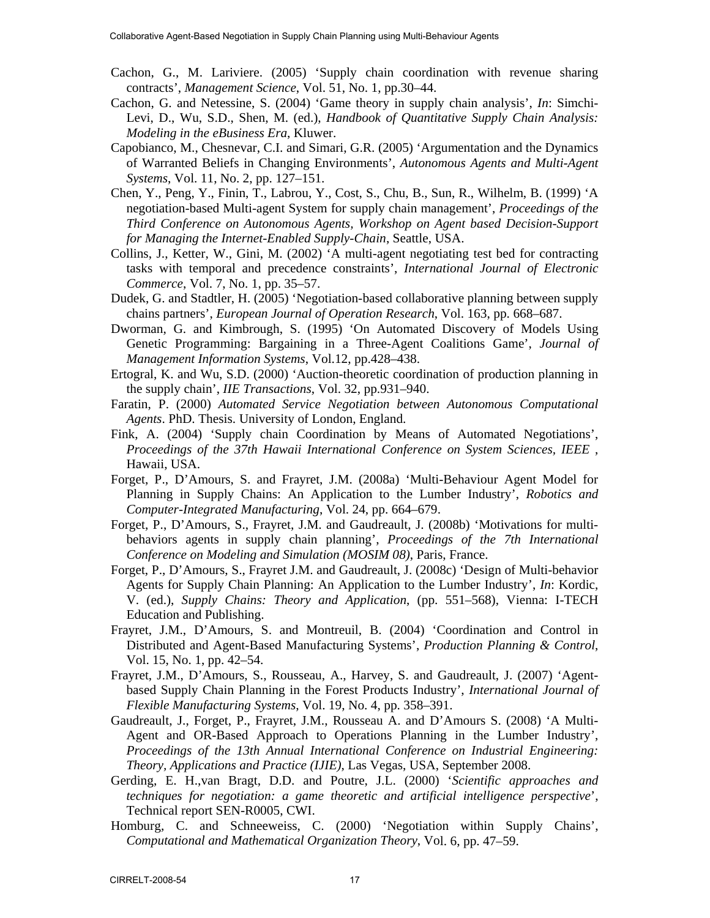Cachon, G., M. Lariviere. (2005) 'Supply chain coordination with revenue sharing contracts', *Management Science*, Vol. 51, No. 1, pp.30–44.

Cachon, G. and Netessine, S. (2004) 'Game theory in supply chain analysis', *In*: Simchi-Levi, D., Wu, S.D., Shen, M. (ed.), *Handbook of Quantitative Supply Chain Analysis: Modeling in the eBusiness Era*, Kluwer.

Capobianco, M., Chesnevar, C.I. and Simari, G.R. (2005) 'Argumentation and the Dynamics of Warranted Beliefs in Changing Environments', *Autonomous Agents and Multi-Agent Systems*, Vol. 11, No. 2, pp. 127–151.

Chen, Y., Peng, Y., Finin, T., Labrou, Y., Cost, S., Chu, B., Sun, R., Wilhelm, B. (1999) 'A negotiation-based Multi-agent System for supply chain management', *Proceedings of the Third Conference on Autonomous Agents, Workshop on Agent based Decision-Support for Managing the Internet-Enabled Supply-Chain*, Seattle, USA.

Collins, J., Ketter, W., Gini, M. (2002) 'A multi-agent negotiating test bed for contracting tasks with temporal and precedence constraints', *International Journal of Electronic Commerce*, Vol. 7, No. 1, pp. 35–57.

Dudek, G. and Stadtler, H. (2005) 'Negotiation-based collaborative planning between supply chains partners', *European Journal of Operation Research*, Vol. 163, pp. 668–687.

Dworman, G. and Kimbrough, S. (1995) 'On Automated Discovery of Models Using Genetic Programming: Bargaining in a Three-Agent Coalitions Game', *Journal of Management Information Systems*, Vol.12, pp.428–438.

Ertogral, K. and Wu, S.D. (2000) 'Auction-theoretic coordination of production planning in the supply chain', *IIE Transactions*, Vol. 32, pp.931–940.

Faratin, P. (2000) *Automated Service Negotiation between Autonomous Computational Agents*. PhD. Thesis. University of London, England.

Fink, A. (2004) 'Supply chain Coordination by Means of Automated Negotiations', *Proceedings of the 37th Hawaii International Conference on System Sciences, IEEE* , Hawaii, USA.

Forget, P., D'Amours, S. and Frayret, J.M. (2008a) 'Multi-Behaviour Agent Model for Planning in Supply Chains: An Application to the Lumber Industry', *Robotics and Computer-Integrated Manufacturing*, Vol. 24, pp. 664–679.

Forget, P., D'Amours, S., Frayret, J.M. and Gaudreault, J. (2008b) 'Motivations for multi-behaviors agents in supply chain planning', *Proceedings of the 7th International Conference on Modeling and Simulation (MOSIM 08)*, Paris, France.

Forget, P., D'Amours, S., Frayret J.M. and Gaudreault, J. (2008c) 'Design of Multi-behavior Agents for Supply Chain Planning: An Application to the Lumber Industry', *In*: Kordic, V. (ed.), *Supply Chains: Theory and Application*, (pp. 551–568), Vienna: I-TECH Education and Publishing.

Frayret, J.M., D'Amours, S. and Montreuil, B. (2004) 'Coordination and Control in Distributed and Agent-Based Manufacturing Systems', *Production Planning & Control*, Vol. 15, No. 1, pp. 42–54.

Frayret, J.M., D'Amours, S., Rousseau, A., Harvey, S. and Gaudreault, J. (2007) 'Agent-based Supply Chain Planning in the Forest Products Industry', *International Journal of Flexible Manufacturing Systems*, Vol. 19, No. 4, pp. 358–391.

Gaudreault, J., Forget, P., Frayret, J.M., Rousseau A. and D'Amours S. (2008) 'A Multi-Agent and OR-Based Approach to Operations Planning in the Lumber Industry', *Proceedings of the 13th Annual International Conference on Industrial Engineering: Theory, Applications and Practice (IJIE)*, Las Vegas, USA, September 2008.

Gerding, E. H.,van Bragt, D.D. and Poutre, J.L. (2000) '*Scientific approaches and techniques for negotiation: a game theoretic and artificial intelligence perspective*', Technical report SEN-R0005, CWI.

Homburg, C. and Schneeweiss, C. (2000) 'Negotiation within Supply Chains', *Computational and Mathematical Organization Theory*, Vol. 6, pp. 47–59.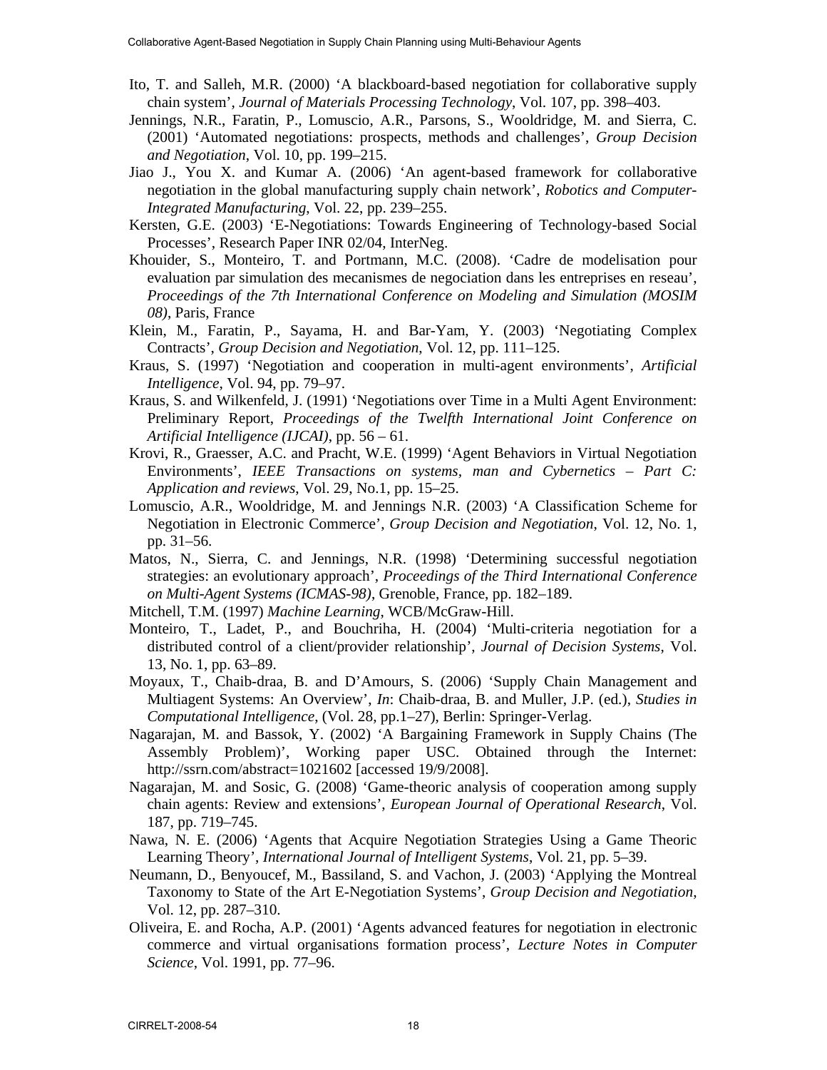Ito, T. and Salleh, M.R. (2000) 'A blackboard-based negotiation for collaborative supply chain system', *Journal of Materials Processing Technology*, Vol. 107, pp. 398–403.

Jennings, N.R., Faratin, P., Lomuscio, A.R., Parsons, S., Wooldridge, M. and Sierra, C. (2001) 'Automated negotiations: prospects, methods and challenges', *Group Decision and Negotiation*, Vol. 10, pp. 199–215.

Jiao J., You X. and Kumar A. (2006) 'An agent-based framework for collaborative negotiation in the global manufacturing supply chain network', *Robotics and Computer-Integrated Manufacturing*, Vol. 22, pp. 239–255.

Kersten, G.E. (2003) 'E-Negotiations: Towards Engineering of Technology-based Social Processes', Research Paper INR 02/04, InterNeg.

Khouider, S., Monteiro, T. and Portmann, M.C. (2008). 'Cadre de modelisation pour evaluation par simulation des mecanismes de negociation dans les entreprises en reseau', *Proceedings of the 7th International Conference on Modeling and Simulation (MOSIM 08)*, Paris, France

Klein, M., Faratin, P., Sayama, H. and Bar-Yam, Y. (2003) 'Negotiating Complex Contracts', *Group Decision and Negotiation*, Vol. 12, pp. 111–125.

Kraus, S. (1997) 'Negotiation and cooperation in multi-agent environments', *Artificial Intelligence*, Vol. 94, pp. 79–97.

Kraus, S. and Wilkenfeld, J. (1991) 'Negotiations over Time in a Multi Agent Environment: Preliminary Report, *Proceedings of the Twelfth International Joint Conference on Artificial Intelligence (IJCAI)*, pp. 56 – 61.

Krovi, R., Graesser, A.C. and Pracht, W.E. (1999) 'Agent Behaviors in Virtual Negotiation Environments', *IEEE Transactions on systems, man and Cybernetics – Part C: Application and reviews*, Vol. 29, No.1, pp. 15–25.

Lomuscio, A.R., Wooldridge, M. and Jennings N.R. (2003) 'A Classification Scheme for Negotiation in Electronic Commerce', *Group Decision and Negotiation*, Vol. 12, No. 1, pp. 31–56.

Matos, N., Sierra, C. and Jennings, N.R. (1998) 'Determining successful negotiation strategies: an evolutionary approach', *Proceedings of the Third International Conference on Multi-Agent Systems (ICMAS-98)*, Grenoble, France, pp. 182–189.

Mitchell, T.M. (1997) *Machine Learning*, WCB/McGraw-Hill.

Monteiro, T., Ladet, P., and Bouchriha, H. (2004) 'Multi-criteria negotiation for a distributed control of a client/provider relationship', *Journal of Decision Systems*, Vol. 13, No. 1, pp. 63–89.

Moyaux, T., Chaib-draa, B. and D'Amours, S. (2006) 'Supply Chain Management and Multiagent Systems: An Overview', *In*: Chaib-draa, B. and Muller, J.P. (ed.), *Studies in Computational Intelligence*, (Vol. 28, pp.1–27), Berlin: Springer-Verlag.

Nagarajan, M. and Bassok, Y. (2002) 'A Bargaining Framework in Supply Chains (The Assembly Problem)', Working paper USC. Obtained through the Internet: http://ssrn.com/abstract=1021602 [accessed 19/9/2008].

Nagarajan, M. and Sosic, G. (2008) 'Game-theoric analysis of cooperation among supply chain agents: Review and extensions', *European Journal of Operational Research*, Vol. 187, pp. 719–745.

Nawa, N. E. (2006) 'Agents that Acquire Negotiation Strategies Using a Game Theoric Learning Theory', *International Journal of Intelligent Systems*, Vol. 21, pp. 5–39.

Neumann, D., Benyoucef, M., Bassiland, S. and Vachon, J. (2003) 'Applying the Montreal Taxonomy to State of the Art E-Negotiation Systems', *Group Decision and Negotiation*, Vol. 12, pp. 287–310.

Oliveira, E. and Rocha, A.P. (2001) 'Agents advanced features for negotiation in electronic commerce and virtual organisations formation process', *Lecture Notes in Computer Science*, Vol. 1991, pp. 77–96.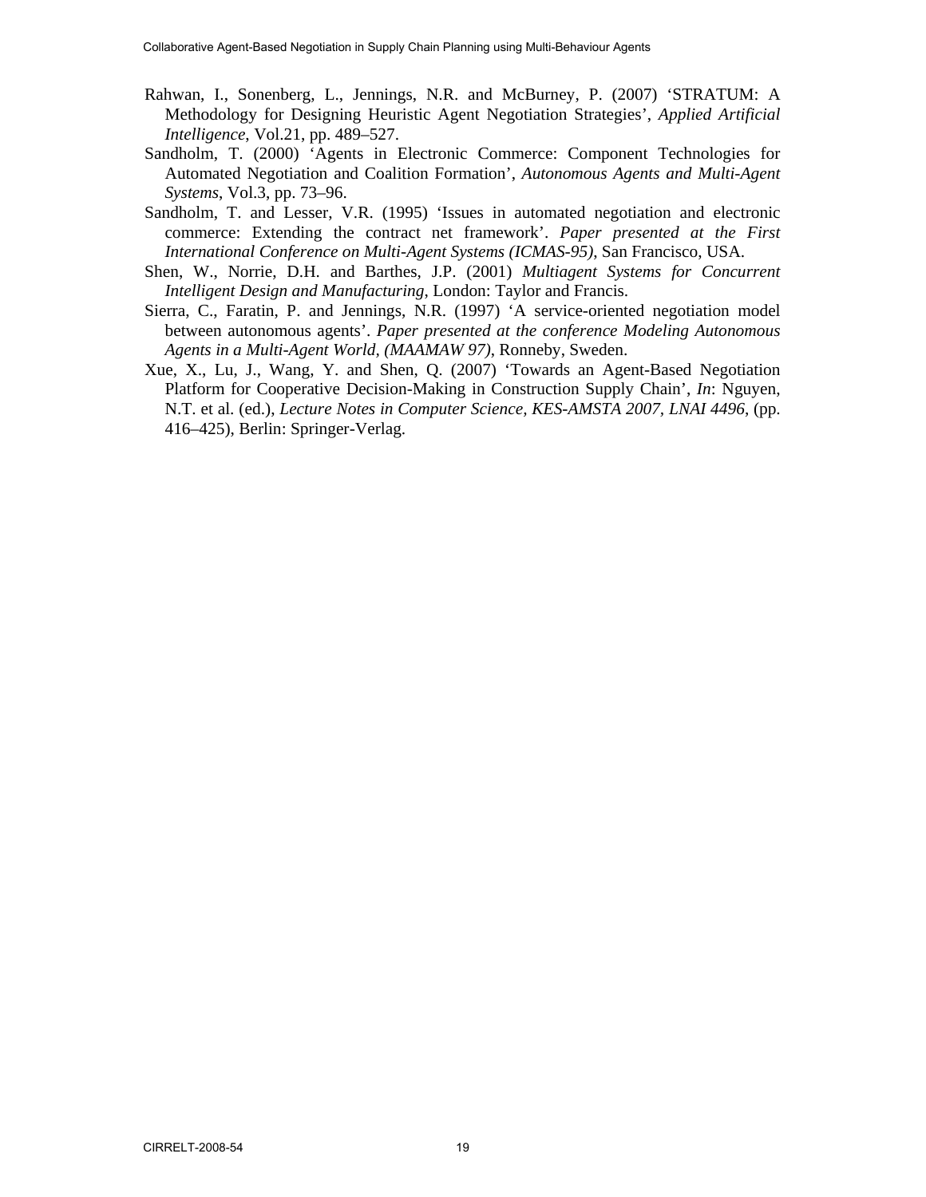Rahwan, I., Sonenberg, L., Jennings, N.R. and McBurney, P. (2007) 'STRATUM: A Methodology for Designing Heuristic Agent Negotiation Strategies', *Applied Artificial Intelligence*, Vol.21, pp. 489–527.

Sandholm, T. (2000) 'Agents in Electronic Commerce: Component Technologies for Automated Negotiation and Coalition Formation', *Autonomous Agents and Multi-Agent Systems*, Vol.3, pp. 73–96.

Sandholm, T. and Lesser, V.R. (1995) 'Issues in automated negotiation and electronic commerce: Extending the contract net framework'. *Paper presented at the First International Conference on Multi-Agent Systems (ICMAS-95)*, San Francisco, USA.

Shen, W., Norrie, D.H. and Barthes, J.P. (2001) *Multiagent Systems for Concurrent Intelligent Design and Manufacturing*, London: Taylor and Francis.

Sierra, C., Faratin, P. and Jennings, N.R. (1997) 'A service-oriented negotiation model between autonomous agents'. *Paper presented at the conference Modeling Autonomous Agents in a Multi-Agent World, (MAAMAW 97)*, Ronneby, Sweden.

Xue, X., Lu, J., Wang, Y. and Shen, Q. (2007) 'Towards an Agent-Based Negotiation Platform for Cooperative Decision-Making in Construction Supply Chain', *In*: Nguyen, N.T. et al. (ed.), *Lecture Notes in Computer Science, KES-AMSTA 2007, LNAI 4496*, (pp. 416–425), Berlin: Springer-Verlag.